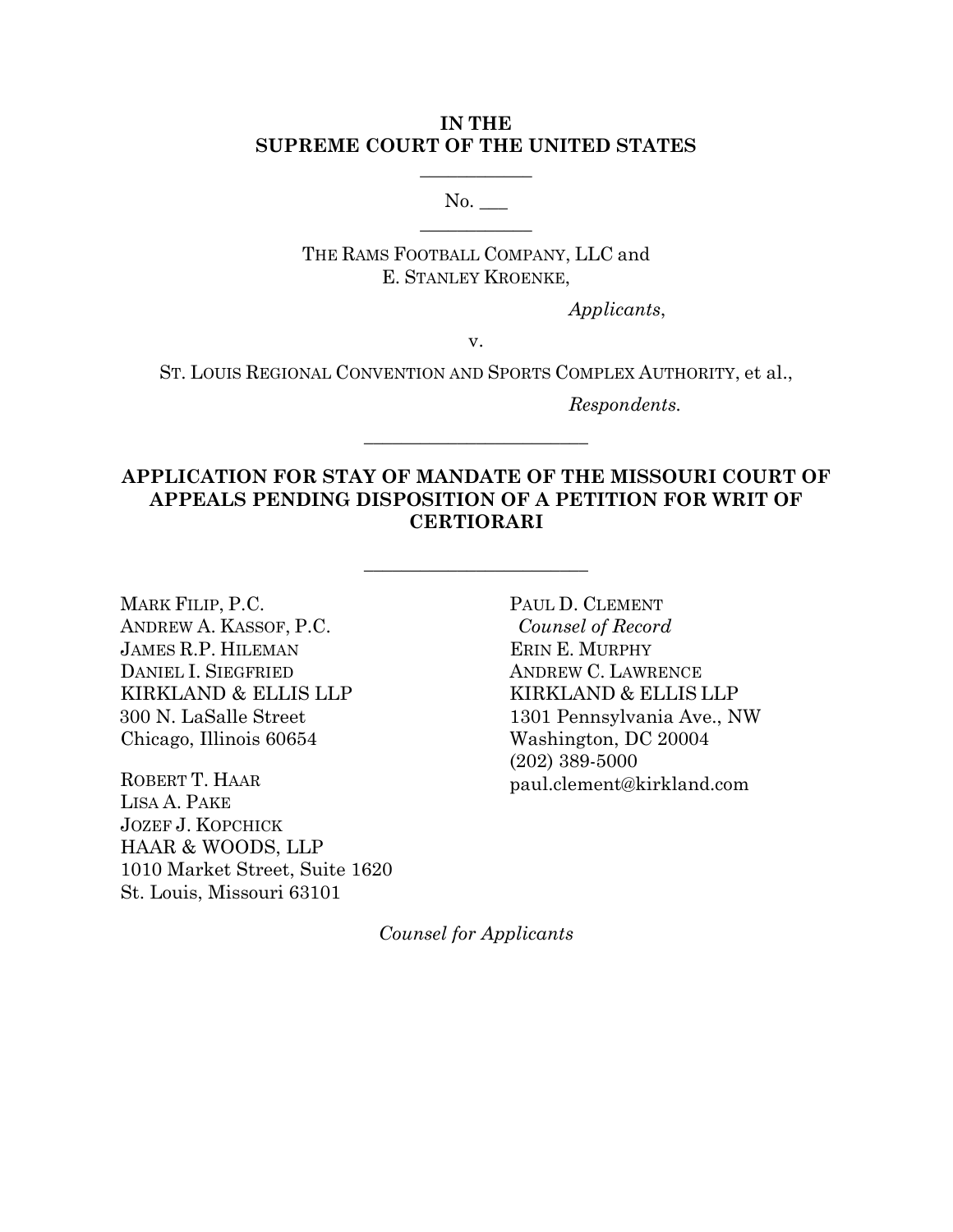**IN THE**
**SUPREME COURT OF THE UNITED STATES**

___________

No. ___

___________

THE RAMS FOOTBALL COMPANY, LLC and
E. STANLEY KROENKE,

*Applicants*,

v.

ST. LOUIS REGIONAL CONVENTION AND SPORTS COMPLEX AUTHORITY, et al.,

*Respondents.*

_______________________

**APPLICATION FOR STAY OF MANDATE OF THE MISSOURI COURT OF APPEALS PENDING DISPOSITION OF A PETITION FOR WRIT OF CERTIORARI**

_______________________

PAUL D. CLEMENT
*Counsel of Record*
ERIN E. MURPHY
ANDREW C. LAWRENCE
KIRKLAND & ELLIS LLP
1301 Pennsylvania Ave., NW
Washington, DC 20004
(202) 389-5000
paul.clement@kirkland.com

MARK FILIP, P.C.
ANDREW A. KASSOF, P.C.
JAMES R.P. HILEMAN
DANIEL I. SIEGFRIED
KIRKLAND & ELLIS LLP
300 N. LaSalle Street
Chicago, Illinois 60654

ROBERT T. HAAR
LISA A. PAKE
JOZEF J. KOPCHICK
HAAR & WOODS, LLP
1010 Market Street, Suite 1620
St. Louis, Missouri 63101

*Counsel for Applicants*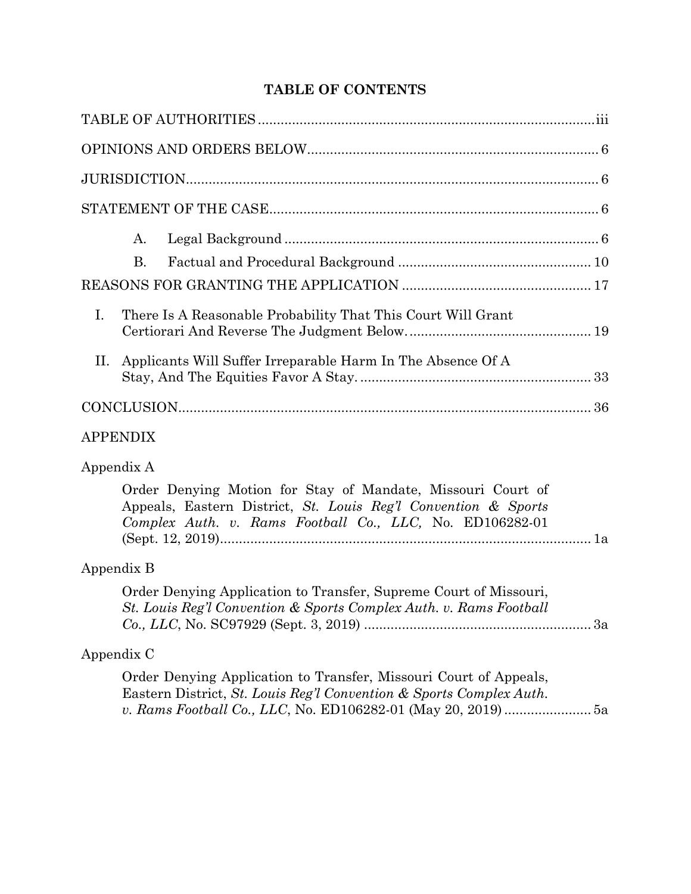# TABLE OF CONTENTS

TABLE OF AUTHORITIES ........................................................................................ iii

OPINIONS AND ORDERS BELOW ............................................................................ 6

JURISDICTION ............................................................................................................ 6

STATEMENT OF THE CASE ...................................................................................... 6

- A. Legal Background ................................................................................... 6
- B. Factual and Procedural Background ................................................... 10

REASONS FOR GRANTING THE APPLICATION ................................................. 17

- I. There Is A Reasonable Probability That This Court Will Grant Certiorari And Reverse The Judgment Below. ............................................... 19
- II. Applicants Will Suffer Irreparable Harm In The Absence Of A Stay, And The Equities Favor A Stay. ............................................................ 33

CONCLUSION ............................................................................................................ 36

APPENDIX

Appendix A

Order Denying Motion for Stay of Mandate, Missouri Court of Appeals, Eastern District, *St. Louis Reg'l Convention & Sports Complex Auth. v. Rams Football Co., LLC,* No. ED106282-01 (Sept. 12, 2019) .................................................................................. 1a

Appendix B

Order Denying Application to Transfer, Supreme Court of Missouri, *St. Louis Reg'l Convention & Sports Complex Auth. v. Rams Football Co., LLC*, No. SC97929 (Sept. 3, 2019) ........................................................... 3a

Appendix C

Order Denying Application to Transfer, Missouri Court of Appeals, Eastern District, *St. Louis Reg'l Convention & Sports Complex Auth. v. Rams Football Co., LLC*, No. ED106282-01 (May 20, 2019) ....................... 5a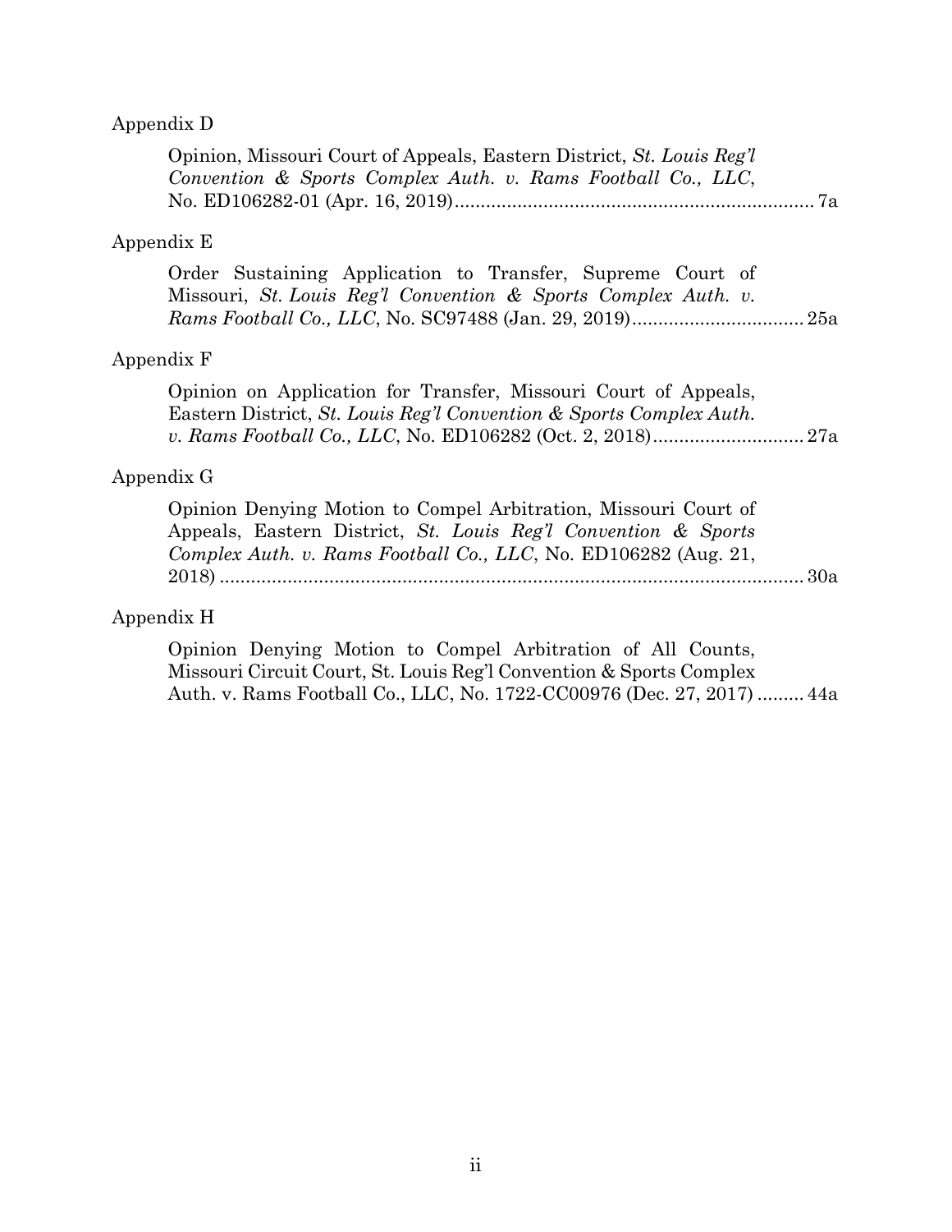Appendix D

Opinion, Missouri Court of Appeals, Eastern District, *St. Louis Reg'l Convention & Sports Complex Auth. v. Rams Football Co., LLC*, No. ED106282-01 (Apr. 16, 2019)....................................................................... 7a

Appendix E

Order Sustaining Application to Transfer, Supreme Court of Missouri, *St. Louis Reg'l Convention & Sports Complex Auth. v. Rams Football Co., LLC*, No. SC97488 (Jan. 29, 2019)................................. 25a

Appendix F

Opinion on Application for Transfer, Missouri Court of Appeals, Eastern District, *St. Louis Reg'l Convention & Sports Complex Auth. v. Rams Football Co., LLC*, No. ED106282 (Oct. 2, 2018)............................. 27a

Appendix G

Opinion Denying Motion to Compel Arbitration, Missouri Court of Appeals, Eastern District, *St. Louis Reg'l Convention & Sports Complex Auth. v. Rams Football Co., LLC*, No. ED106282 (Aug. 21, 2018) ................................................................................................ 30a

Appendix H

Opinion Denying Motion to Compel Arbitration of All Counts, Missouri Circuit Court, St. Louis Reg'l Convention & Sports Complex Auth. v. Rams Football Co., LLC, No. 1722-CC00976 (Dec. 27, 2017) ......... 44a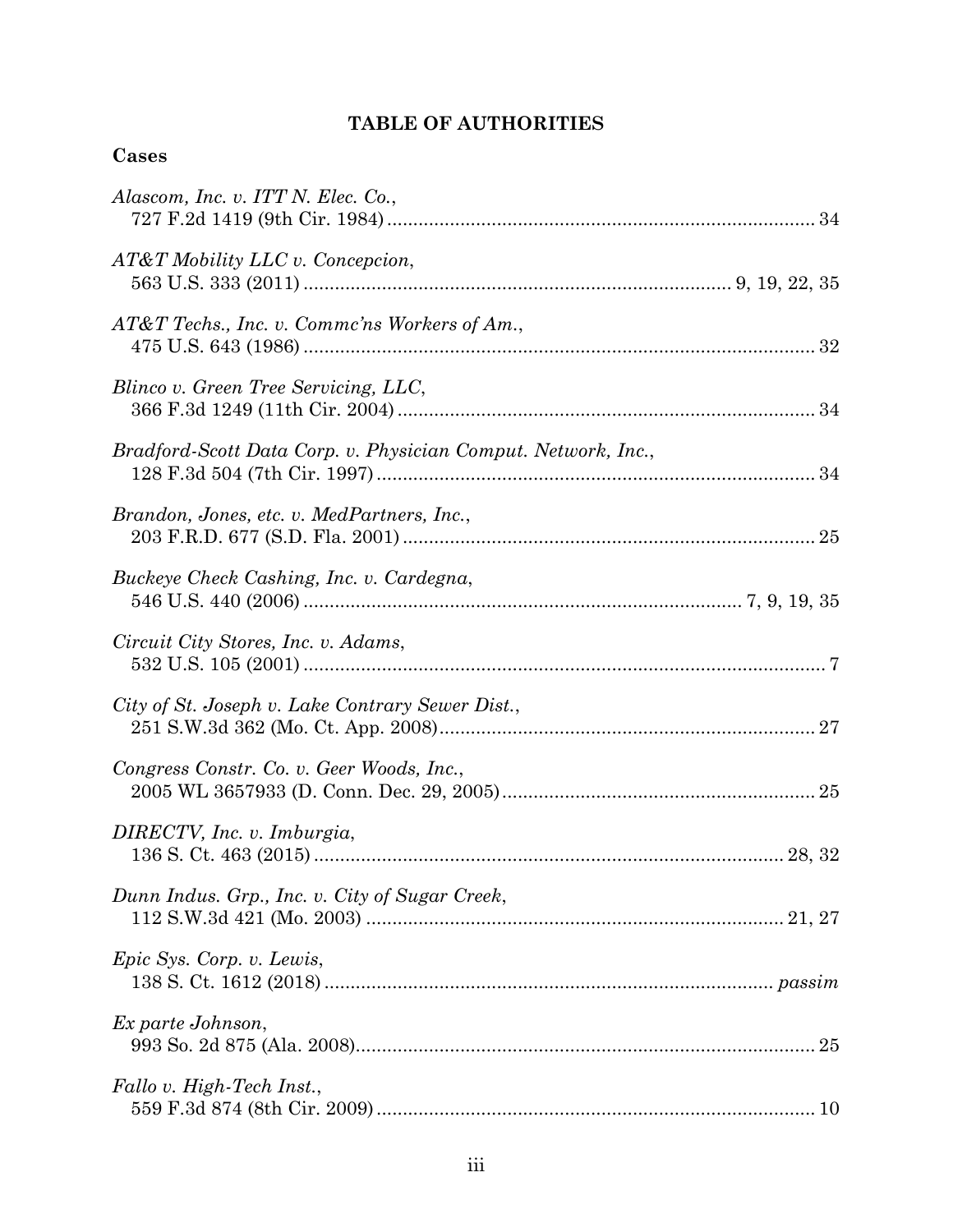## TABLE OF AUTHORITIES

### Cases

*Alascom, Inc. v. ITT N. Elec. Co.*,
727 F.2d 1419 (9th Cir. 1984) ................................................................................ 34

*AT&T Mobility LLC v. Concepcion*,
563 U.S. 333 (2011) ................................................................................ 9, 19, 22, 35

*AT&T Techs., Inc. v. Commc'ns Workers of Am.*,
475 U.S. 643 (1986) ................................................................................................ 32

*Blinco v. Green Tree Servicing, LLC*,
366 F.3d 1249 (11th Cir. 2004) ............................................................................... 34

*Bradford-Scott Data Corp. v. Physician Comput. Network, Inc.*,
128 F.3d 504 (7th Cir. 1997) ................................................................................... 34

*Brandon, Jones, etc. v. MedPartners, Inc.*,
203 F.R.D. 677 (S.D. Fla. 2001) .............................................................................. 25

*Buckeye Check Cashing, Inc. v. Cardegna*,
546 U.S. 440 (2006) ................................................................................... 7, 9, 19, 35

*Circuit City Stores, Inc. v. Adams*,
532 U.S. 105 (2001) .................................................................................................. 7

*City of St. Joseph v. Lake Contrary Sewer Dist.*,
251 S.W.3d 362 (Mo. Ct. App. 2008) ....................................................................... 27

*Congress Constr. Co. v. Geer Woods, Inc.*,
2005 WL 3657933 (D. Conn. Dec. 29, 2005) ........................................................... 25

*DIRECTV, Inc. v. Imburgia*,
136 S. Ct. 463 (2015) ......................................................................................... 28, 32

*Dunn Indus. Grp., Inc. v. City of Sugar Creek*,
112 S.W.3d 421 (Mo. 2003) ............................................................................... 21, 27

*Epic Sys. Corp. v. Lewis*,
138 S. Ct. 1612 (2018) .................................................................................... *passim*

*Ex parte Johnson*,
993 So. 2d 875 (Ala. 2008) ...................................................................................... 25

*Fallo v. High-Tech Inst.*,
559 F.3d 874 (8th Cir. 2009) ................................................................................... 10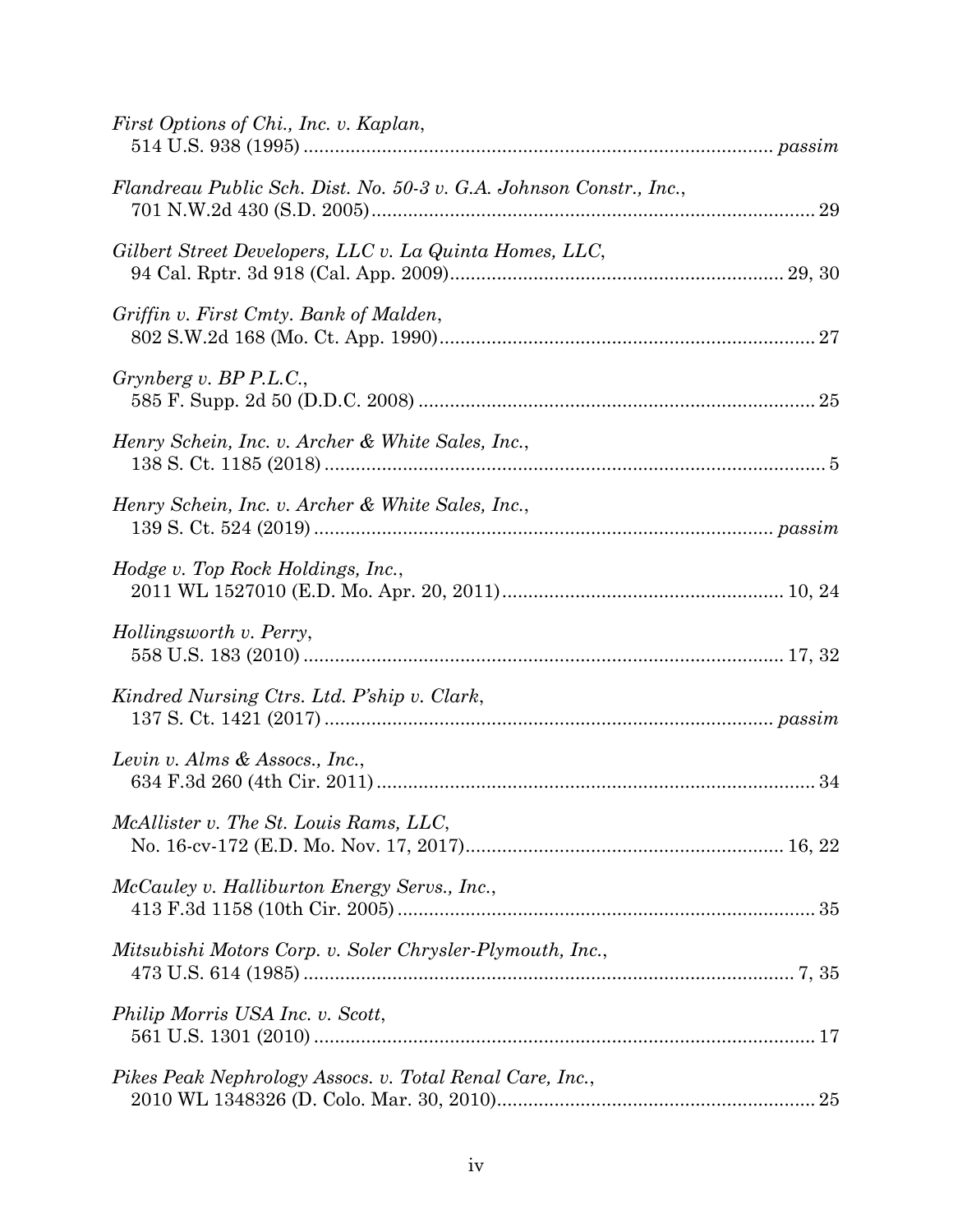*First Options of Chi., Inc. v. Kaplan*,
514 U.S. 938 (1995) ........................................................................................ *passim*

*Flandreau Public Sch. Dist. No. 50-3 v. G.A. Johnson Constr., Inc.*,
701 N.W.2d 430 (S.D. 2005)..................................................................................... 29

*Gilbert Street Developers, LLC v. La Quinta Homes, LLC*,
94 Cal. Rptr. 3d 918 (Cal. App. 2009)............................................................... 29, 30

*Griffin v. First Cmty. Bank of Malden*,
802 S.W.2d 168 (Mo. Ct. App. 1990)....................................................................... 27

*Grynberg v. BP P.L.C.*,
585 F. Supp. 2d 50 (D.D.C. 2008) ........................................................................... 25

*Henry Schein, Inc. v. Archer & White Sales, Inc.*,
138 S. Ct. 1185 (2018) ................................................................................................ 5

*Henry Schein, Inc. v. Archer & White Sales, Inc.*,
139 S. Ct. 524 (2019) ...................................................................................... *passim*

*Hodge v. Top Rock Holdings, Inc.*,
2011 WL 1527010 (E.D. Mo. Apr. 20, 2011)..................................................... 10, 24

*Hollingsworth v. Perry*,
558 U.S. 183 (2010) ........................................................................................... 17, 32

*Kindred Nursing Ctrs. Ltd. P'ship v. Clark*,
137 S. Ct. 1421 (2017) ..................................................................................... *passim*

*Levin v. Alms & Assocs., Inc.*,
634 F.3d 260 (4th Cir. 2011) .................................................................................... 34

*McAllister v. The St. Louis Rams, LLC*,
No. 16-cv-172 (E.D. Mo. Nov. 17, 2017)............................................................ 16, 22

*McCauley v. Halliburton Energy Servs., Inc.*,
413 F.3d 1158 (10th Cir. 2005) ............................................................................... 35

*Mitsubishi Motors Corp. v. Soler Chrysler-Plymouth, Inc.*,
473 U.S. 614 (1985) ............................................................................................. 7, 35

*Philip Morris USA Inc. v. Scott*,
561 U.S. 1301 (2010) ............................................................................................... 17

*Pikes Peak Nephrology Assocs. v. Total Renal Care, Inc.*,
2010 WL 1348326 (D. Colo. Mar. 30, 2010)............................................................ 25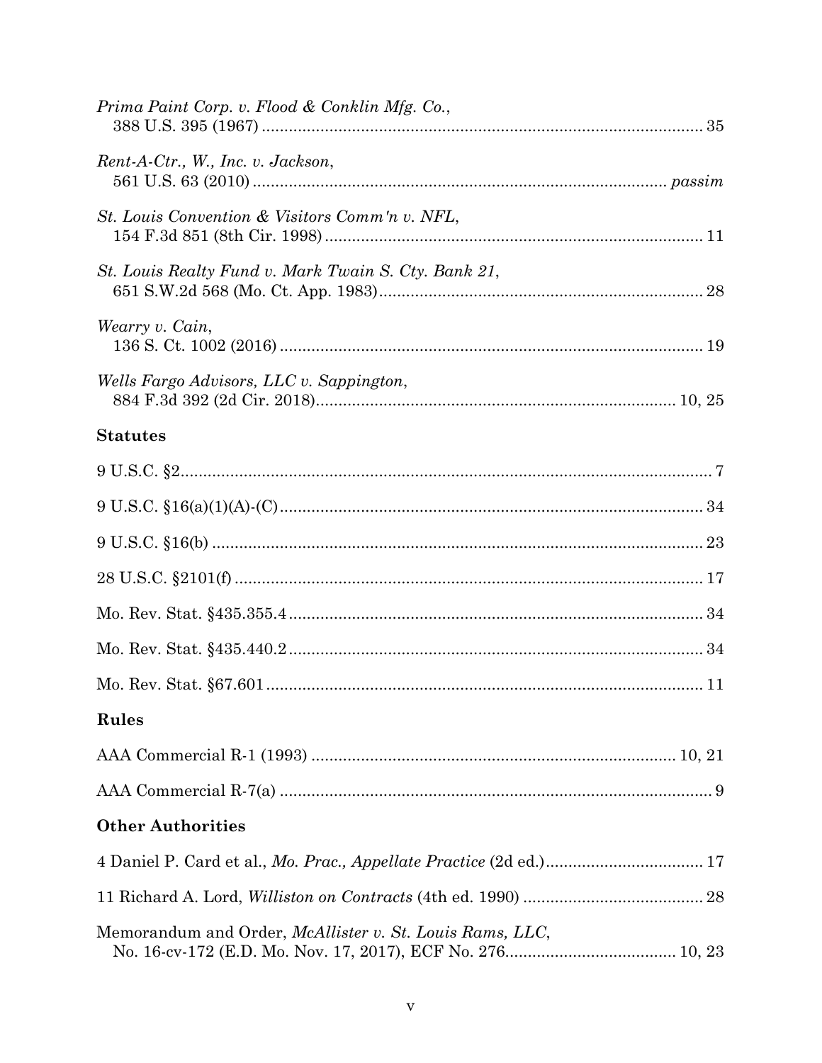*Prima Paint Corp. v. Flood & Conklin Mfg. Co.*,
388 U.S. 395 (1967) ....................................................................................... 35

*Rent-A-Ctr., W., Inc. v. Jackson*,
561 U.S. 63 (2010) ....................................................................................... *passim*

*St. Louis Convention & Visitors Comm'n v. NFL*,
154 F.3d 851 (8th Cir. 1998) ....................................................................................... 11

*St. Louis Realty Fund v. Mark Twain S. Cty. Bank 21*,
651 S.W.2d 568 (Mo. Ct. App. 1983) ....................................................................................... 28

*Wearry v. Cain*,
136 S. Ct. 1002 (2016) ....................................................................................... 19

*Wells Fargo Advisors, LLC v. Sappington*,
884 F.3d 392 (2d Cir. 2018) ....................................................................................... 10, 25

## Statutes

9 U.S.C. §2 ....................................................................................... 7

9 U.S.C. §16(a)(1)(A)-(C) ....................................................................................... 34

9 U.S.C. §16(b) ....................................................................................... 23

28 U.S.C. §2101(f) ....................................................................................... 17

Mo. Rev. Stat. §435.355.4 ....................................................................................... 34

Mo. Rev. Stat. §435.440.2 ....................................................................................... 34

Mo. Rev. Stat. §67.601 ....................................................................................... 11

## Rules

AAA Commercial R-1 (1993) ....................................................................................... 10, 21

AAA Commercial R-7(a) ....................................................................................... 9

## Other Authorities

4 Daniel P. Card et al., *Mo. Prac., Appellate Practice* (2d ed.) ....................................................................................... 17

11 Richard A. Lord, *Williston on Contracts* (4th ed. 1990) ....................................................................................... 28

Memorandum and Order, *McAllister v. St. Louis Rams, LLC*,
No. 16-cv-172 (E.D. Mo. Nov. 17, 2017), ECF No. 276 ....................................................................................... 10, 23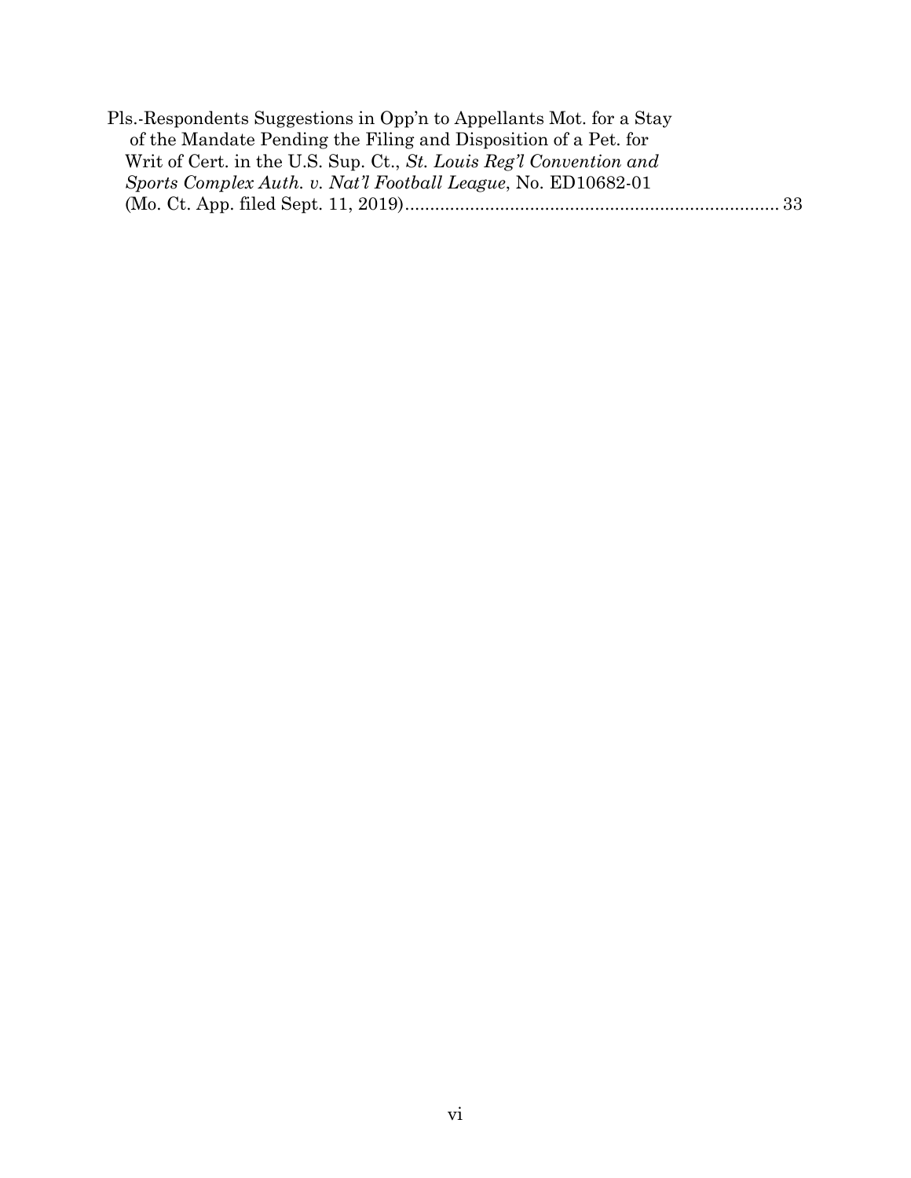Pls.-Respondents Suggestions in Opp'n to Appellants Mot. for a Stay of the Mandate Pending the Filing and Disposition of a Pet. for Writ of Cert. in the U.S. Sup. Ct., *St. Louis Reg'l Convention and Sports Complex Auth. v. Nat'l Football League*, No. ED10682-01 (Mo. Ct. App. filed Sept. 11, 2019)........................................................................... 33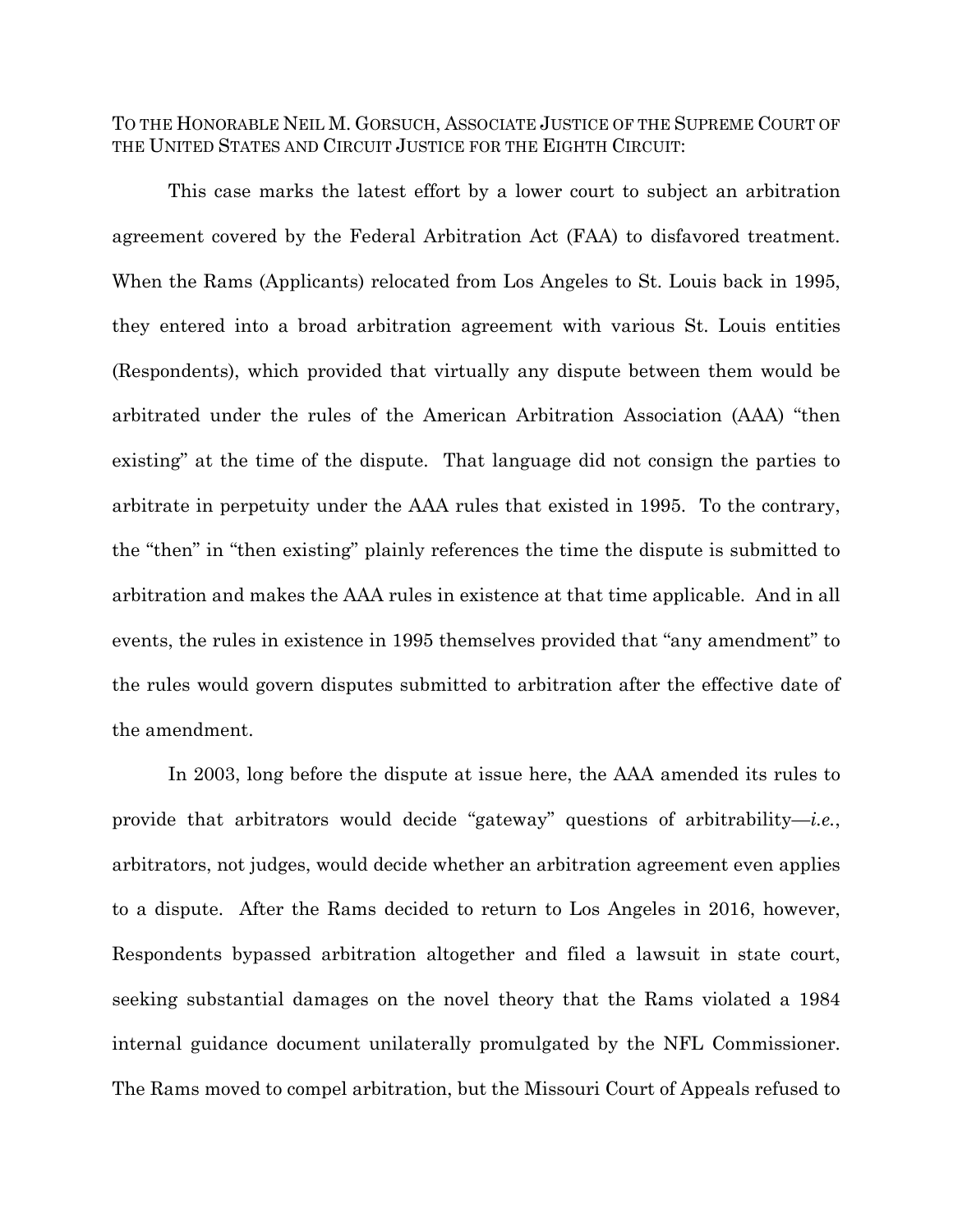TO THE HONORABLE NEIL M. GORSUCH, ASSOCIATE JUSTICE OF THE SUPREME COURT OF THE UNITED STATES AND CIRCUIT JUSTICE FOR THE EIGHTH CIRCUIT:

This case marks the latest effort by a lower court to subject an arbitration agreement covered by the Federal Arbitration Act (FAA) to disfavored treatment. When the Rams (Applicants) relocated from Los Angeles to St. Louis back in 1995, they entered into a broad arbitration agreement with various St. Louis entities (Respondents), which provided that virtually any dispute between them would be arbitrated under the rules of the American Arbitration Association (AAA) "then existing" at the time of the dispute. That language did not consign the parties to arbitrate in perpetuity under the AAA rules that existed in 1995. To the contrary, the "then" in "then existing" plainly references the time the dispute is submitted to arbitration and makes the AAA rules in existence at that time applicable. And in all events, the rules in existence in 1995 themselves provided that "any amendment" to the rules would govern disputes submitted to arbitration after the effective date of the amendment.

In 2003, long before the dispute at issue here, the AAA amended its rules to provide that arbitrators would decide "gateway" questions of arbitrability—*i.e.*, arbitrators, not judges, would decide whether an arbitration agreement even applies to a dispute. After the Rams decided to return to Los Angeles in 2016, however, Respondents bypassed arbitration altogether and filed a lawsuit in state court, seeking substantial damages on the novel theory that the Rams violated a 1984 internal guidance document unilaterally promulgated by the NFL Commissioner. The Rams moved to compel arbitration, but the Missouri Court of Appeals refused to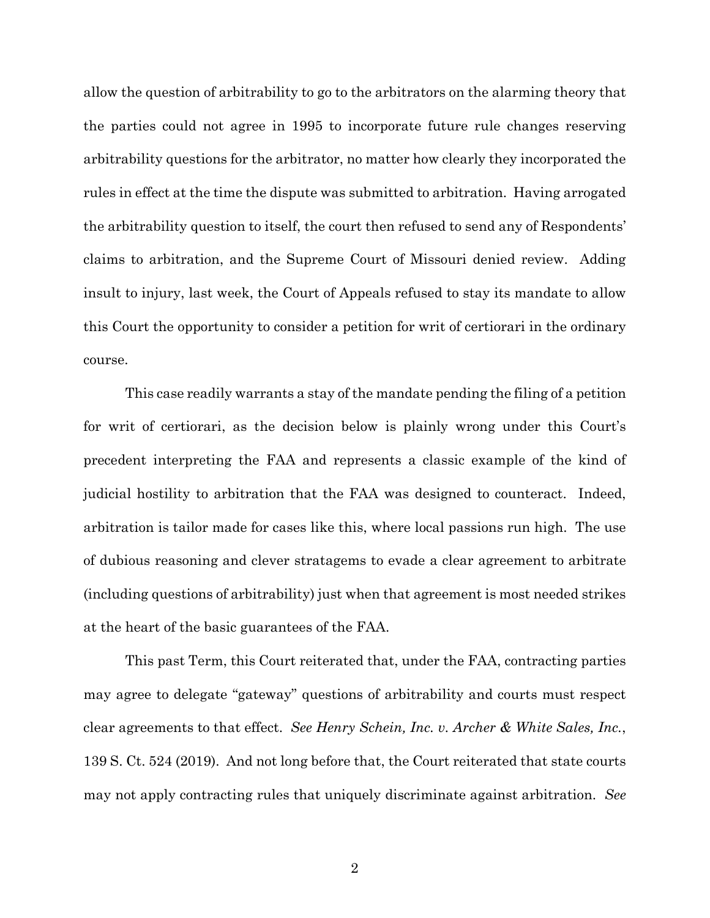allow the question of arbitrability to go to the arbitrators on the alarming theory that the parties could not agree in 1995 to incorporate future rule changes reserving arbitrability questions for the arbitrator, no matter how clearly they incorporated the rules in effect at the time the dispute was submitted to arbitration. Having arrogated the arbitrability question to itself, the court then refused to send any of Respondents' claims to arbitration, and the Supreme Court of Missouri denied review. Adding insult to injury, last week, the Court of Appeals refused to stay its mandate to allow this Court the opportunity to consider a petition for writ of certiorari in the ordinary course.

This case readily warrants a stay of the mandate pending the filing of a petition for writ of certiorari, as the decision below is plainly wrong under this Court's precedent interpreting the FAA and represents a classic example of the kind of judicial hostility to arbitration that the FAA was designed to counteract. Indeed, arbitration is tailor made for cases like this, where local passions run high. The use of dubious reasoning and clever stratagems to evade a clear agreement to arbitrate (including questions of arbitrability) just when that agreement is most needed strikes at the heart of the basic guarantees of the FAA.

This past Term, this Court reiterated that, under the FAA, contracting parties may agree to delegate "gateway" questions of arbitrability and courts must respect clear agreements to that effect. *See Henry Schein, Inc. v. Archer & White Sales, Inc.*, 139 S. Ct. 524 (2019). And not long before that, the Court reiterated that state courts may not apply contracting rules that uniquely discriminate against arbitration. *See*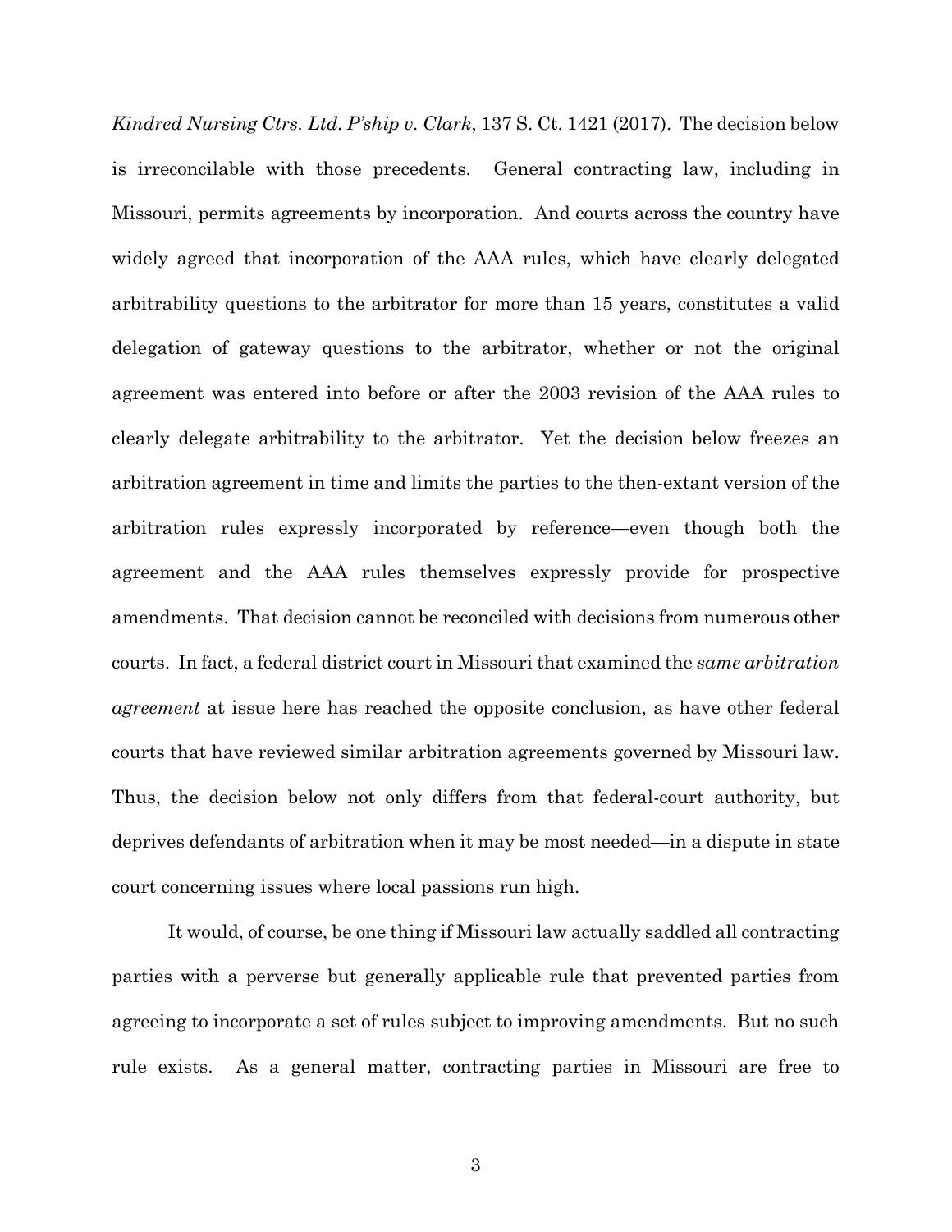*Kindred Nursing Ctrs. Ltd. P'ship v. Clark*, 137 S. Ct. 1421 (2017). The decision below is irreconcilable with those precedents. General contracting law, including in Missouri, permits agreements by incorporation. And courts across the country have widely agreed that incorporation of the AAA rules, which have clearly delegated arbitrability questions to the arbitrator for more than 15 years, constitutes a valid delegation of gateway questions to the arbitrator, whether or not the original agreement was entered into before or after the 2003 revision of the AAA rules to clearly delegate arbitrability to the arbitrator. Yet the decision below freezes an arbitration agreement in time and limits the parties to the then-extant version of the arbitration rules expressly incorporated by reference—even though both the agreement and the AAA rules themselves expressly provide for prospective amendments. That decision cannot be reconciled with decisions from numerous other courts. In fact, a federal district court in Missouri that examined the *same arbitration agreement* at issue here has reached the opposite conclusion, as have other federal courts that have reviewed similar arbitration agreements governed by Missouri law. Thus, the decision below not only differs from that federal-court authority, but deprives defendants of arbitration when it may be most needed—in a dispute in state court concerning issues where local passions run high.

It would, of course, be one thing if Missouri law actually saddled all contracting parties with a perverse but generally applicable rule that prevented parties from agreeing to incorporate a set of rules subject to improving amendments. But no such rule exists. As a general matter, contracting parties in Missouri are free to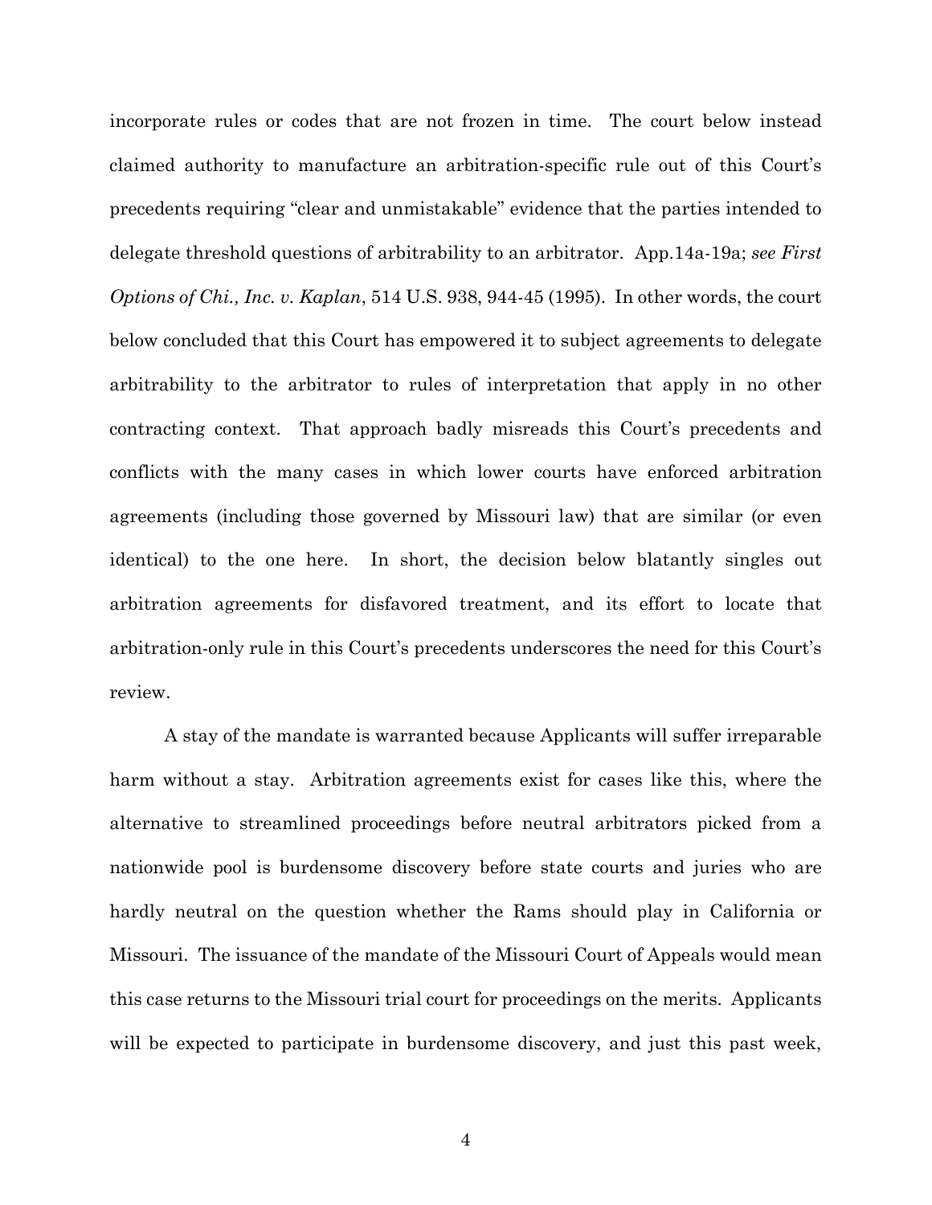incorporate rules or codes that are not frozen in time. The court below instead claimed authority to manufacture an arbitration-specific rule out of this Court's precedents requiring "clear and unmistakable" evidence that the parties intended to delegate threshold questions of arbitrability to an arbitrator. App.14a-19a; *see First Options of Chi., Inc. v. Kaplan*, 514 U.S. 938, 944-45 (1995). In other words, the court below concluded that this Court has empowered it to subject agreements to delegate arbitrability to the arbitrator to rules of interpretation that apply in no other contracting context. That approach badly misreads this Court's precedents and conflicts with the many cases in which lower courts have enforced arbitration agreements (including those governed by Missouri law) that are similar (or even identical) to the one here. In short, the decision below blatantly singles out arbitration agreements for disfavored treatment, and its effort to locate that arbitration-only rule in this Court's precedents underscores the need for this Court's review.

A stay of the mandate is warranted because Applicants will suffer irreparable harm without a stay. Arbitration agreements exist for cases like this, where the alternative to streamlined proceedings before neutral arbitrators picked from a nationwide pool is burdensome discovery before state courts and juries who are hardly neutral on the question whether the Rams should play in California or Missouri. The issuance of the mandate of the Missouri Court of Appeals would mean this case returns to the Missouri trial court for proceedings on the merits. Applicants will be expected to participate in burdensome discovery, and just this past week,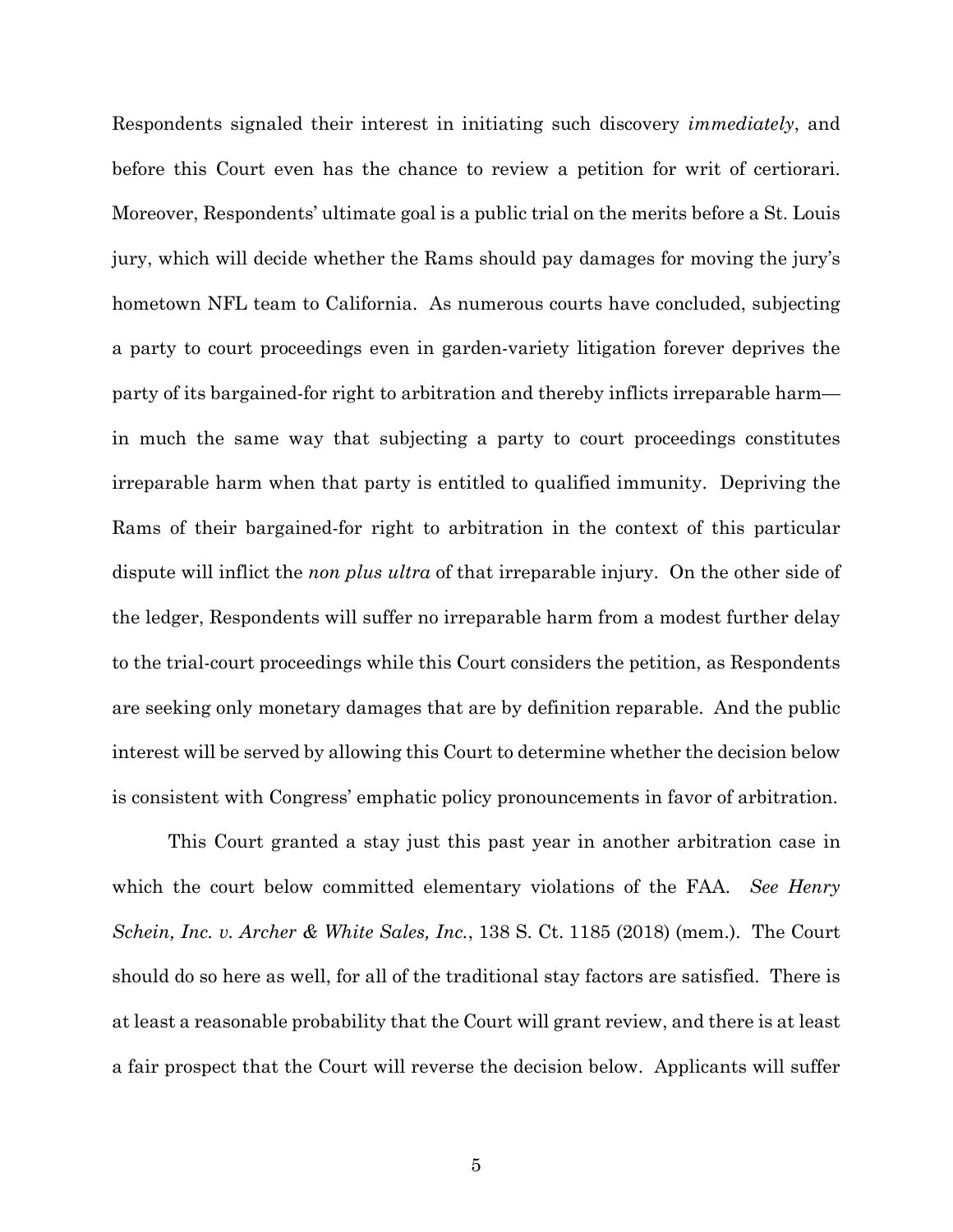Respondents signaled their interest in initiating such discovery *immediately*, and before this Court even has the chance to review a petition for writ of certiorari. Moreover, Respondents' ultimate goal is a public trial on the merits before a St. Louis jury, which will decide whether the Rams should pay damages for moving the jury's hometown NFL team to California. As numerous courts have concluded, subjecting a party to court proceedings even in garden-variety litigation forever deprives the party of its bargained-for right to arbitration and thereby inflicts irreparable harm—in much the same way that subjecting a party to court proceedings constitutes irreparable harm when that party is entitled to qualified immunity. Depriving the Rams of their bargained-for right to arbitration in the context of this particular dispute will inflict the *non plus ultra* of that irreparable injury. On the other side of the ledger, Respondents will suffer no irreparable harm from a modest further delay to the trial-court proceedings while this Court considers the petition, as Respondents are seeking only monetary damages that are by definition reparable. And the public interest will be served by allowing this Court to determine whether the decision below is consistent with Congress' emphatic policy pronouncements in favor of arbitration.

This Court granted a stay just this past year in another arbitration case in which the court below committed elementary violations of the FAA. *See Henry Schein, Inc. v. Archer & White Sales, Inc.*, 138 S. Ct. 1185 (2018) (mem.). The Court should do so here as well, for all of the traditional stay factors are satisfied. There is at least a reasonable probability that the Court will grant review, and there is at least a fair prospect that the Court will reverse the decision below. Applicants will suffer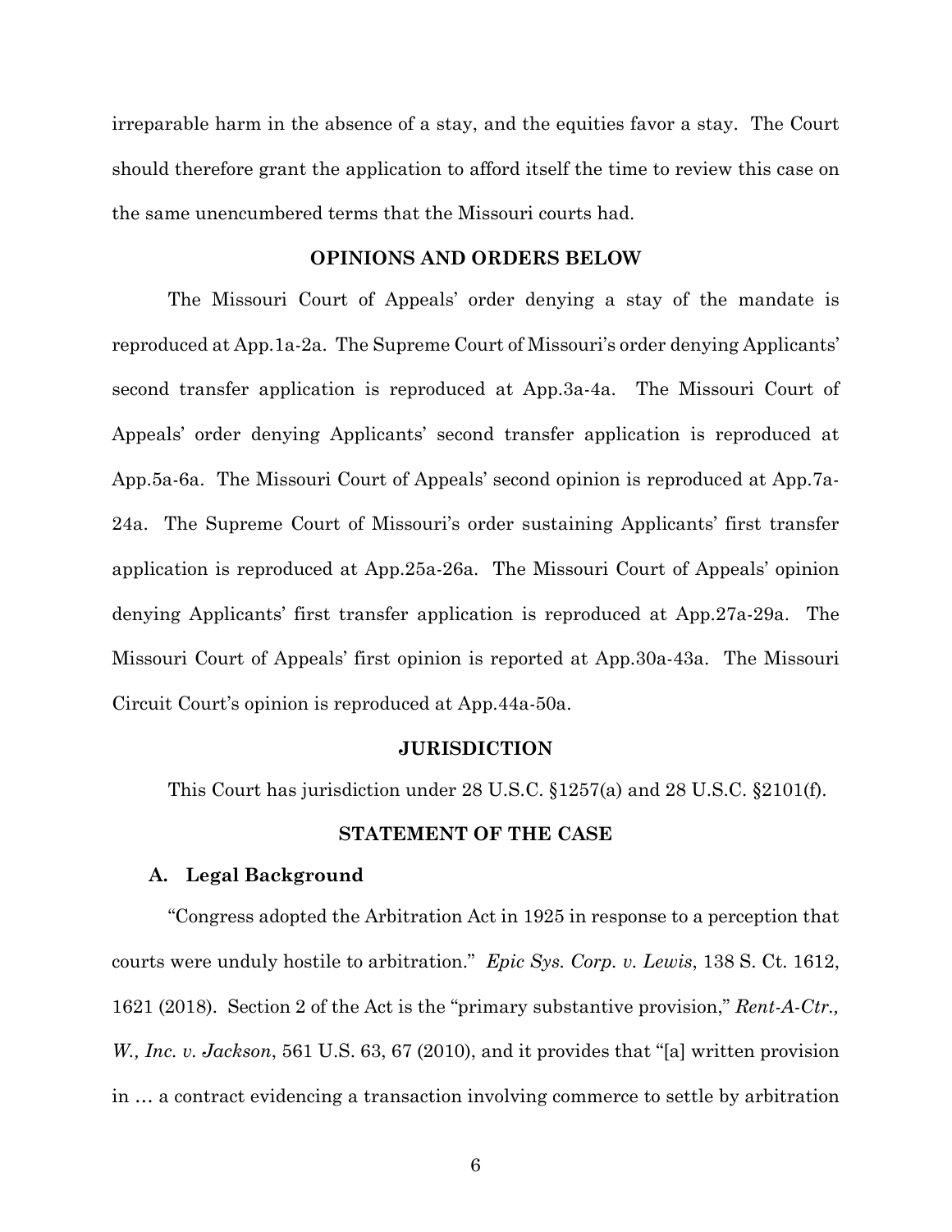irreparable harm in the absence of a stay, and the equities favor a stay. The Court should therefore grant the application to afford itself the time to review this case on the same unencumbered terms that the Missouri courts had.

## OPINIONS AND ORDERS BELOW

The Missouri Court of Appeals' order denying a stay of the mandate is reproduced at App.1a-2a. The Supreme Court of Missouri's order denying Applicants' second transfer application is reproduced at App.3a-4a. The Missouri Court of Appeals' order denying Applicants' second transfer application is reproduced at App.5a-6a. The Missouri Court of Appeals' second opinion is reproduced at App.7a-24a. The Supreme Court of Missouri's order sustaining Applicants' first transfer application is reproduced at App.25a-26a. The Missouri Court of Appeals' opinion denying Applicants' first transfer application is reproduced at App.27a-29a. The Missouri Court of Appeals' first opinion is reported at App.30a-43a. The Missouri Circuit Court's opinion is reproduced at App.44a-50a.

## JURISDICTION

This Court has jurisdiction under 28 U.S.C. §1257(a) and 28 U.S.C. §2101(f).

## STATEMENT OF THE CASE

### A. Legal Background

"Congress adopted the Arbitration Act in 1925 in response to a perception that courts were unduly hostile to arbitration." *Epic Sys. Corp. v. Lewis*, 138 S. Ct. 1612, 1621 (2018). Section 2 of the Act is the "primary substantive provision," *Rent-A-Ctr., W., Inc. v. Jackson*, 561 U.S. 63, 67 (2010), and it provides that "[a] written provision in … a contract evidencing a transaction involving commerce to settle by arbitration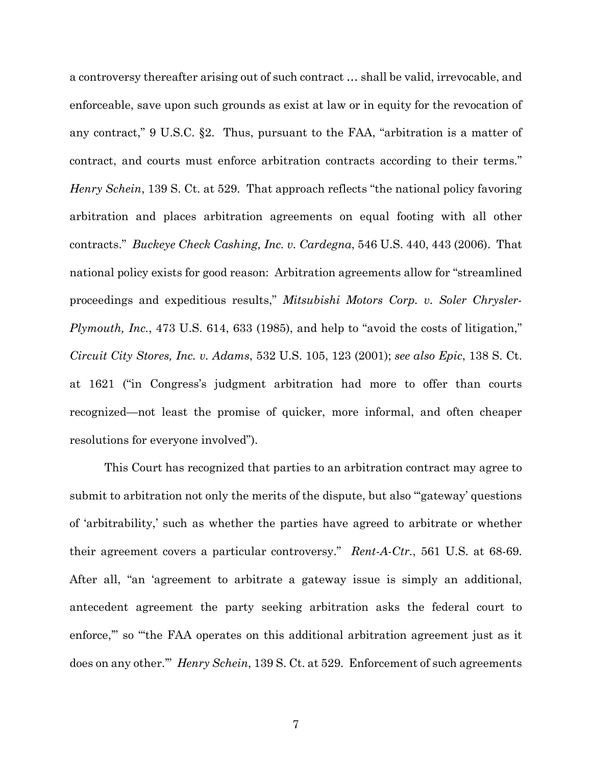a controversy thereafter arising out of such contract … shall be valid, irrevocable, and enforceable, save upon such grounds as exist at law or in equity for the revocation of any contract," 9 U.S.C. §2. Thus, pursuant to the FAA, "arbitration is a matter of contract, and courts must enforce arbitration contracts according to their terms." *Henry Schein*, 139 S. Ct. at 529. That approach reflects "the national policy favoring arbitration and places arbitration agreements on equal footing with all other contracts." *Buckeye Check Cashing, Inc. v. Cardegna*, 546 U.S. 440, 443 (2006). That national policy exists for good reason: Arbitration agreements allow for "streamlined proceedings and expeditious results," *Mitsubishi Motors Corp. v. Soler Chrysler-Plymouth, Inc.*, 473 U.S. 614, 633 (1985), and help to "avoid the costs of litigation," *Circuit City Stores, Inc. v. Adams*, 532 U.S. 105, 123 (2001); *see also Epic*, 138 S. Ct. at 1621 ("in Congress's judgment arbitration had more to offer than courts recognized—not least the promise of quicker, more informal, and often cheaper resolutions for everyone involved").

This Court has recognized that parties to an arbitration contract may agree to submit to arbitration not only the merits of the dispute, but also "'gateway' questions of 'arbitrability,' such as whether the parties have agreed to arbitrate or whether their agreement covers a particular controversy." *Rent-A-Ctr.*, 561 U.S. at 68-69. After all, "an 'agreement to arbitrate a gateway issue is simply an additional, antecedent agreement the party seeking arbitration asks the federal court to enforce,'" so "'the FAA operates on this additional arbitration agreement just as it does on any other.'" *Henry Schein*, 139 S. Ct. at 529. Enforcement of such agreements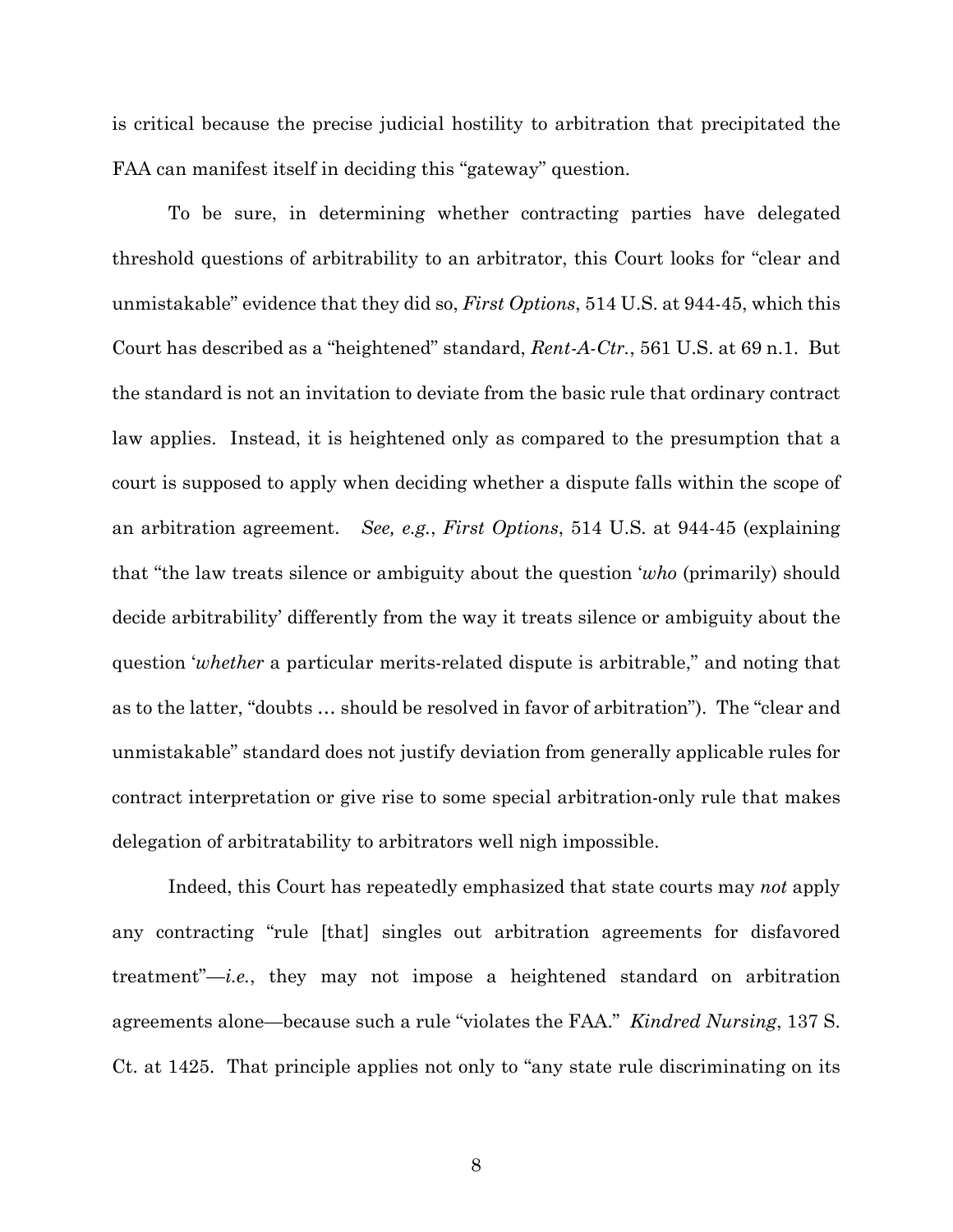is critical because the precise judicial hostility to arbitration that precipitated the FAA can manifest itself in deciding this "gateway" question.

To be sure, in determining whether contracting parties have delegated threshold questions of arbitrability to an arbitrator, this Court looks for "clear and unmistakable" evidence that they did so, *First Options*, 514 U.S. at 944-45, which this Court has described as a "heightened" standard, *Rent-A-Ctr.*, 561 U.S. at 69 n.1. But the standard is not an invitation to deviate from the basic rule that ordinary contract law applies. Instead, it is heightened only as compared to the presumption that a court is supposed to apply when deciding whether a dispute falls within the scope of an arbitration agreement. *See, e.g.*, *First Options*, 514 U.S. at 944-45 (explaining that "the law treats silence or ambiguity about the question '*who* (primarily) should decide arbitrability' differently from the way it treats silence or ambiguity about the question '*whether* a particular merits-related dispute is arbitrable," and noting that as to the latter, "doubts … should be resolved in favor of arbitration"). The "clear and unmistakable" standard does not justify deviation from generally applicable rules for contract interpretation or give rise to some special arbitration-only rule that makes delegation of arbitratability to arbitrators well nigh impossible.

Indeed, this Court has repeatedly emphasized that state courts may *not* apply any contracting "rule [that] singles out arbitration agreements for disfavored treatment"—*i.e.*, they may not impose a heightened standard on arbitration agreements alone—because such a rule "violates the FAA." *Kindred Nursing*, 137 S. Ct. at 1425. That principle applies not only to "any state rule discriminating on its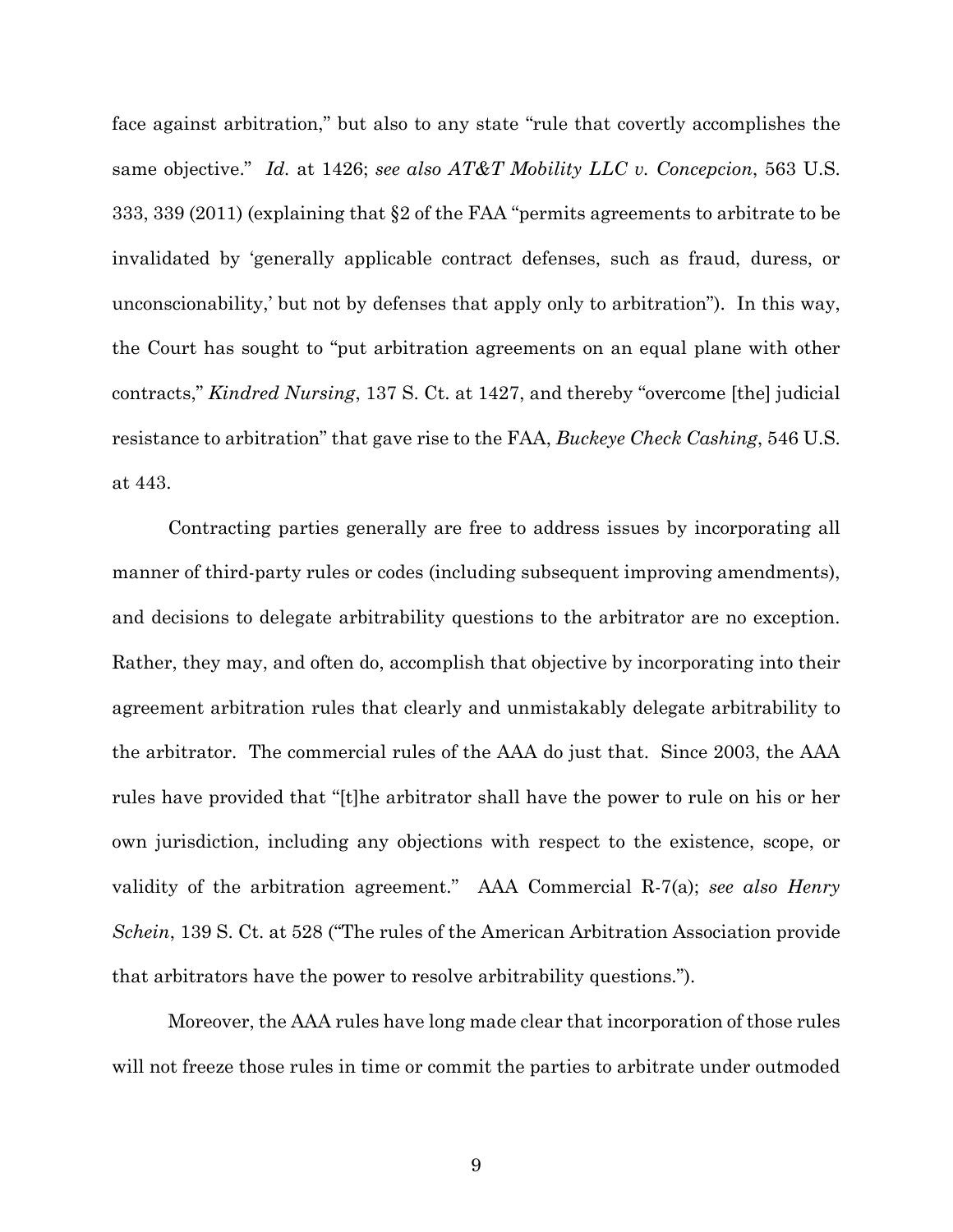face against arbitration," but also to any state "rule that covertly accomplishes the same objective." *Id.* at 1426; *see also AT&T Mobility LLC v. Concepcion*, 563 U.S. 333, 339 (2011) (explaining that §2 of the FAA "permits agreements to arbitrate to be invalidated by 'generally applicable contract defenses, such as fraud, duress, or unconscionability,' but not by defenses that apply only to arbitration"). In this way, the Court has sought to "put arbitration agreements on an equal plane with other contracts," *Kindred Nursing*, 137 S. Ct. at 1427, and thereby "overcome [the] judicial resistance to arbitration" that gave rise to the FAA, *Buckeye Check Cashing*, 546 U.S. at 443.

Contracting parties generally are free to address issues by incorporating all manner of third-party rules or codes (including subsequent improving amendments), and decisions to delegate arbitrability questions to the arbitrator are no exception. Rather, they may, and often do, accomplish that objective by incorporating into their agreement arbitration rules that clearly and unmistakably delegate arbitrability to the arbitrator. The commercial rules of the AAA do just that. Since 2003, the AAA rules have provided that "[t]he arbitrator shall have the power to rule on his or her own jurisdiction, including any objections with respect to the existence, scope, or validity of the arbitration agreement." AAA Commercial R-7(a); *see also Henry Schein*, 139 S. Ct. at 528 ("The rules of the American Arbitration Association provide that arbitrators have the power to resolve arbitrability questions.").

Moreover, the AAA rules have long made clear that incorporation of those rules will not freeze those rules in time or commit the parties to arbitrate under outmoded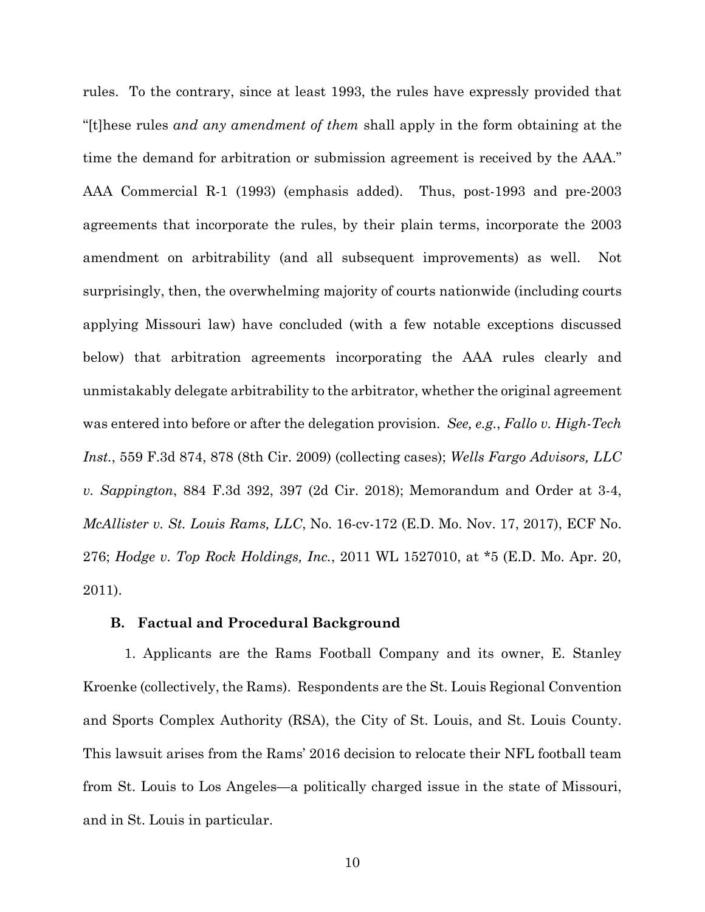rules. To the contrary, since at least 1993, the rules have expressly provided that "[t]hese rules *and any amendment of them* shall apply in the form obtaining at the time the demand for arbitration or submission agreement is received by the AAA." AAA Commercial R-1 (1993) (emphasis added). Thus, post-1993 and pre-2003 agreements that incorporate the rules, by their plain terms, incorporate the 2003 amendment on arbitrability (and all subsequent improvements) as well. Not surprisingly, then, the overwhelming majority of courts nationwide (including courts applying Missouri law) have concluded (with a few notable exceptions discussed below) that arbitration agreements incorporating the AAA rules clearly and unmistakably delegate arbitrability to the arbitrator, whether the original agreement was entered into before or after the delegation provision. *See, e.g.*, *Fallo v. High-Tech Inst.*, 559 F.3d 874, 878 (8th Cir. 2009) (collecting cases); *Wells Fargo Advisors, LLC v. Sappington*, 884 F.3d 392, 397 (2d Cir. 2018); Memorandum and Order at 3-4, *McAllister v. St. Louis Rams, LLC*, No. 16-cv-172 (E.D. Mo. Nov. 17, 2017), ECF No. 276; *Hodge v. Top Rock Holdings, Inc.*, 2011 WL 1527010, at *5 (E.D. Mo. Apr. 20, 2011).

### B. Factual and Procedural Background

1. Applicants are the Rams Football Company and its owner, E. Stanley Kroenke (collectively, the Rams). Respondents are the St. Louis Regional Convention and Sports Complex Authority (RSA), the City of St. Louis, and St. Louis County. This lawsuit arises from the Rams' 2016 decision to relocate their NFL football team from St. Louis to Los Angeles—a politically charged issue in the state of Missouri, and in St. Louis in particular.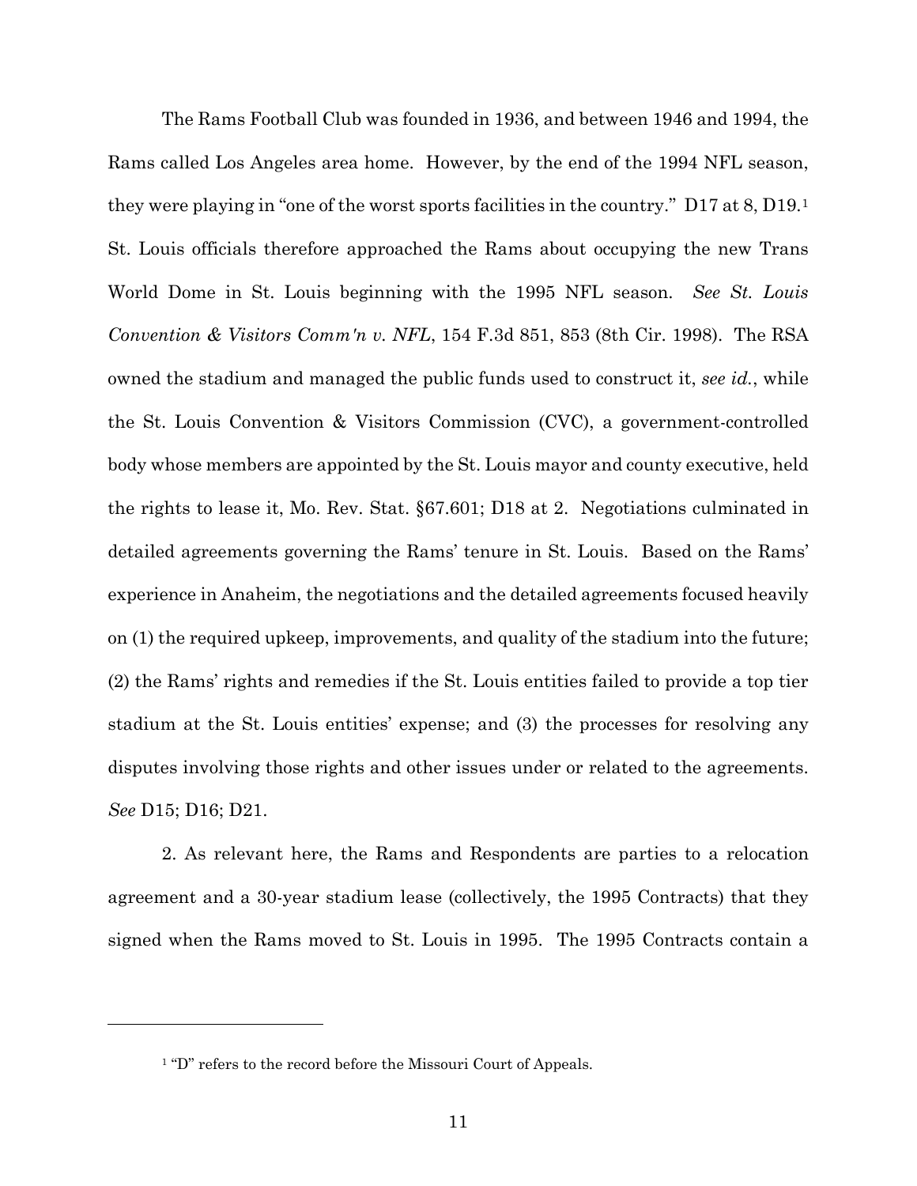The Rams Football Club was founded in 1936, and between 1946 and 1994, the Rams called Los Angeles area home. However, by the end of the 1994 NFL season, they were playing in "one of the worst sports facilities in the country." D17 at 8, D19.[1] St. Louis officials therefore approached the Rams about occupying the new Trans World Dome in St. Louis beginning with the 1995 NFL season. *See St. Louis Convention & Visitors Comm'n v. NFL*, 154 F.3d 851, 853 (8th Cir. 1998). The RSA owned the stadium and managed the public funds used to construct it, *see id.*, while the St. Louis Convention & Visitors Commission (CVC), a government-controlled body whose members are appointed by the St. Louis mayor and county executive, held the rights to lease it, Mo. Rev. Stat. §67.601; D18 at 2. Negotiations culminated in detailed agreements governing the Rams' tenure in St. Louis. Based on the Rams' experience in Anaheim, the negotiations and the detailed agreements focused heavily on (1) the required upkeep, improvements, and quality of the stadium into the future; (2) the Rams' rights and remedies if the St. Louis entities failed to provide a top tier stadium at the St. Louis entities' expense; and (3) the processes for resolving any disputes involving those rights and other issues under or related to the agreements. *See* D15; D16; D21.

2. As relevant here, the Rams and Respondents are parties to a relocation agreement and a 30-year stadium lease (collectively, the 1995 Contracts) that they signed when the Rams moved to St. Louis in 1995. The 1995 Contracts contain a

---

[1] "D" refers to the record before the Missouri Court of Appeals.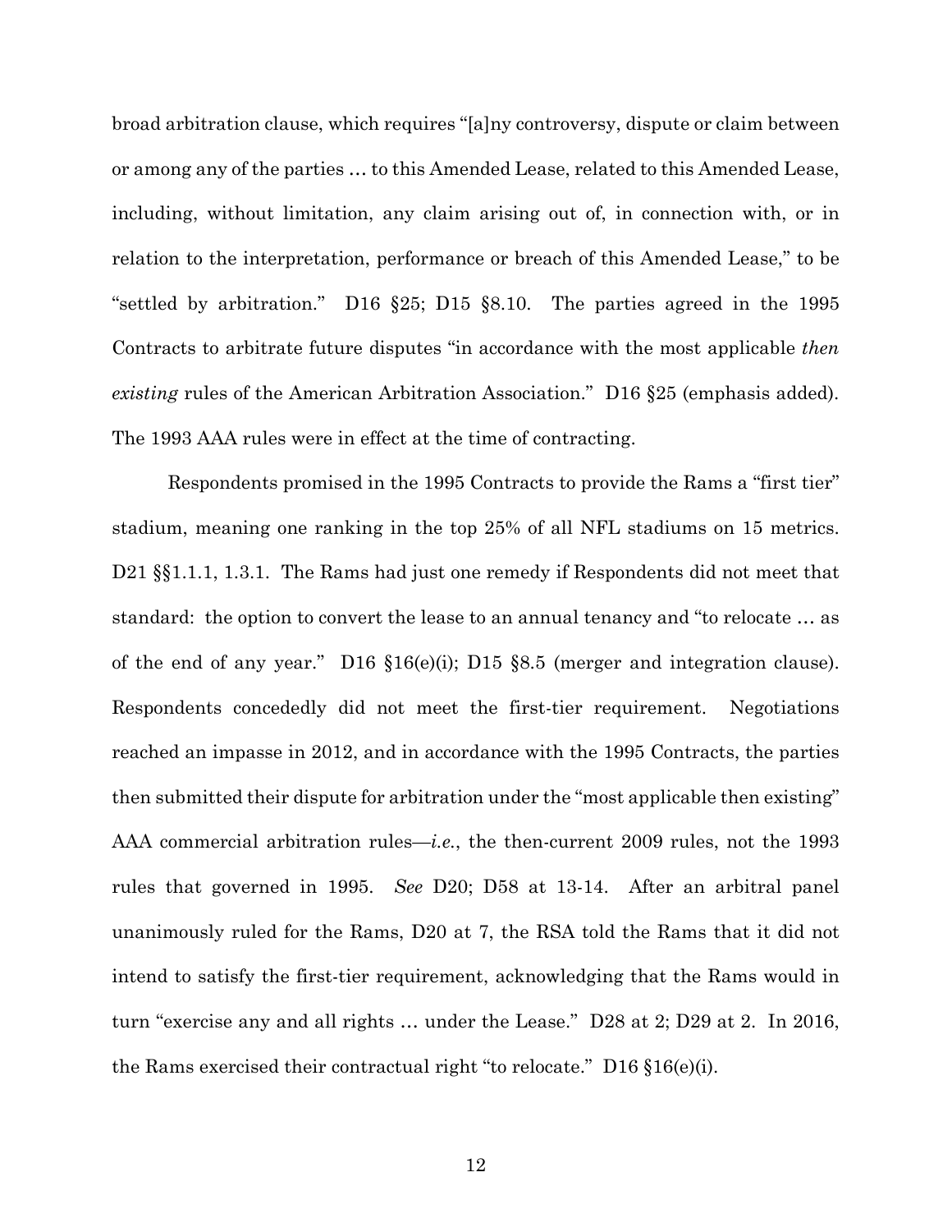broad arbitration clause, which requires "[a]ny controversy, dispute or claim between or among any of the parties … to this Amended Lease, related to this Amended Lease, including, without limitation, any claim arising out of, in connection with, or in relation to the interpretation, performance or breach of this Amended Lease," to be "settled by arbitration." D16 §25; D15 §8.10. The parties agreed in the 1995 Contracts to arbitrate future disputes "in accordance with the most applicable *then existing* rules of the American Arbitration Association." D16 §25 (emphasis added). The 1993 AAA rules were in effect at the time of contracting.

Respondents promised in the 1995 Contracts to provide the Rams a "first tier" stadium, meaning one ranking in the top 25% of all NFL stadiums on 15 metrics. D21 §§1.1.1, 1.3.1. The Rams had just one remedy if Respondents did not meet that standard: the option to convert the lease to an annual tenancy and "to relocate … as of the end of any year." D16 §16(e)(i); D15 §8.5 (merger and integration clause). Respondents concededly did not meet the first-tier requirement. Negotiations reached an impasse in 2012, and in accordance with the 1995 Contracts, the parties then submitted their dispute for arbitration under the "most applicable then existing" AAA commercial arbitration rules—*i.e.*, the then-current 2009 rules, not the 1993 rules that governed in 1995. *See* D20; D58 at 13-14. After an arbitral panel unanimously ruled for the Rams, D20 at 7, the RSA told the Rams that it did not intend to satisfy the first-tier requirement, acknowledging that the Rams would in turn "exercise any and all rights … under the Lease." D28 at 2; D29 at 2. In 2016, the Rams exercised their contractual right "to relocate." D16 §16(e)(i).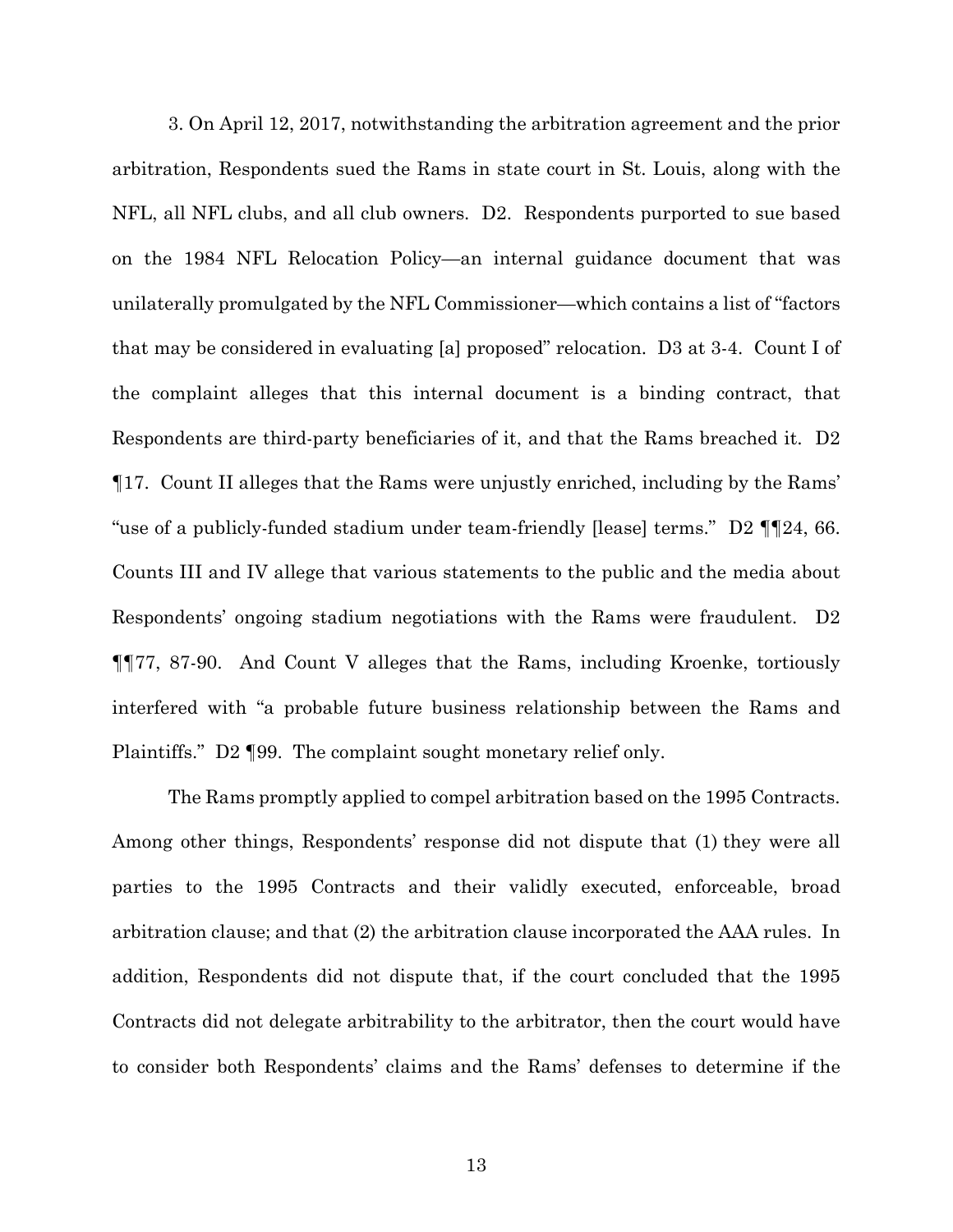3. On April 12, 2017, notwithstanding the arbitration agreement and the prior arbitration, Respondents sued the Rams in state court in St. Louis, along with the NFL, all NFL clubs, and all club owners. D2. Respondents purported to sue based on the 1984 NFL Relocation Policy—an internal guidance document that was unilaterally promulgated by the NFL Commissioner—which contains a list of "factors that may be considered in evaluating [a] proposed" relocation. D3 at 3-4. Count I of the complaint alleges that this internal document is a binding contract, that Respondents are third-party beneficiaries of it, and that the Rams breached it. D2 ¶17. Count II alleges that the Rams were unjustly enriched, including by the Rams' "use of a publicly-funded stadium under team-friendly [lease] terms." D2 ¶¶24, 66. Counts III and IV allege that various statements to the public and the media about Respondents' ongoing stadium negotiations with the Rams were fraudulent. D2 ¶¶77, 87-90. And Count V alleges that the Rams, including Kroenke, tortiously interfered with "a probable future business relationship between the Rams and Plaintiffs." D2 ¶99. The complaint sought monetary relief only.

The Rams promptly applied to compel arbitration based on the 1995 Contracts. Among other things, Respondents' response did not dispute that (1) they were all parties to the 1995 Contracts and their validly executed, enforceable, broad arbitration clause; and that (2) the arbitration clause incorporated the AAA rules. In addition, Respondents did not dispute that, if the court concluded that the 1995 Contracts did not delegate arbitrability to the arbitrator, then the court would have to consider both Respondents' claims and the Rams' defenses to determine if the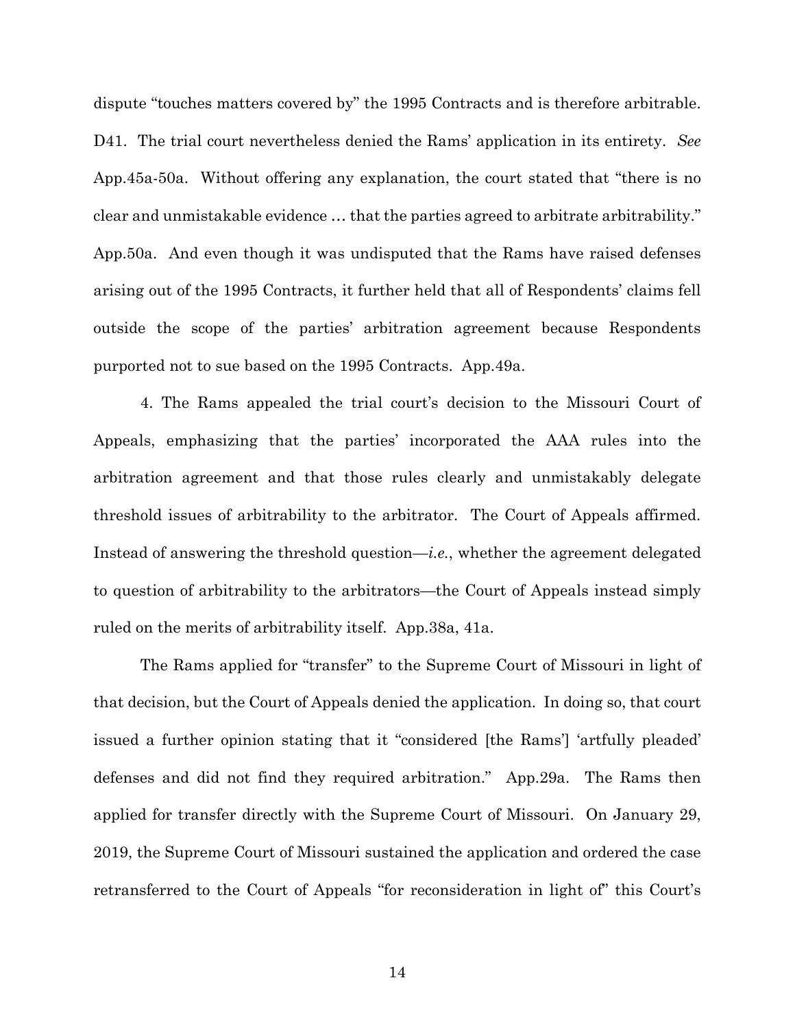dispute "touches matters covered by" the 1995 Contracts and is therefore arbitrable. D41. The trial court nevertheless denied the Rams' application in its entirety. *See* App.45a-50a. Without offering any explanation, the court stated that "there is no clear and unmistakable evidence … that the parties agreed to arbitrate arbitrability." App.50a. And even though it was undisputed that the Rams have raised defenses arising out of the 1995 Contracts, it further held that all of Respondents' claims fell outside the scope of the parties' arbitration agreement because Respondents purported not to sue based on the 1995 Contracts. App.49a.

4. The Rams appealed the trial court's decision to the Missouri Court of Appeals, emphasizing that the parties' incorporated the AAA rules into the arbitration agreement and that those rules clearly and unmistakably delegate threshold issues of arbitrability to the arbitrator. The Court of Appeals affirmed. Instead of answering the threshold question—*i.e.*, whether the agreement delegated to question of arbitrability to the arbitrators—the Court of Appeals instead simply ruled on the merits of arbitrability itself. App.38a, 41a.

The Rams applied for "transfer" to the Supreme Court of Missouri in light of that decision, but the Court of Appeals denied the application. In doing so, that court issued a further opinion stating that it "considered [the Rams'] 'artfully pleaded' defenses and did not find they required arbitration." App.29a. The Rams then applied for transfer directly with the Supreme Court of Missouri. On January 29, 2019, the Supreme Court of Missouri sustained the application and ordered the case retransferred to the Court of Appeals "for reconsideration in light of" this Court's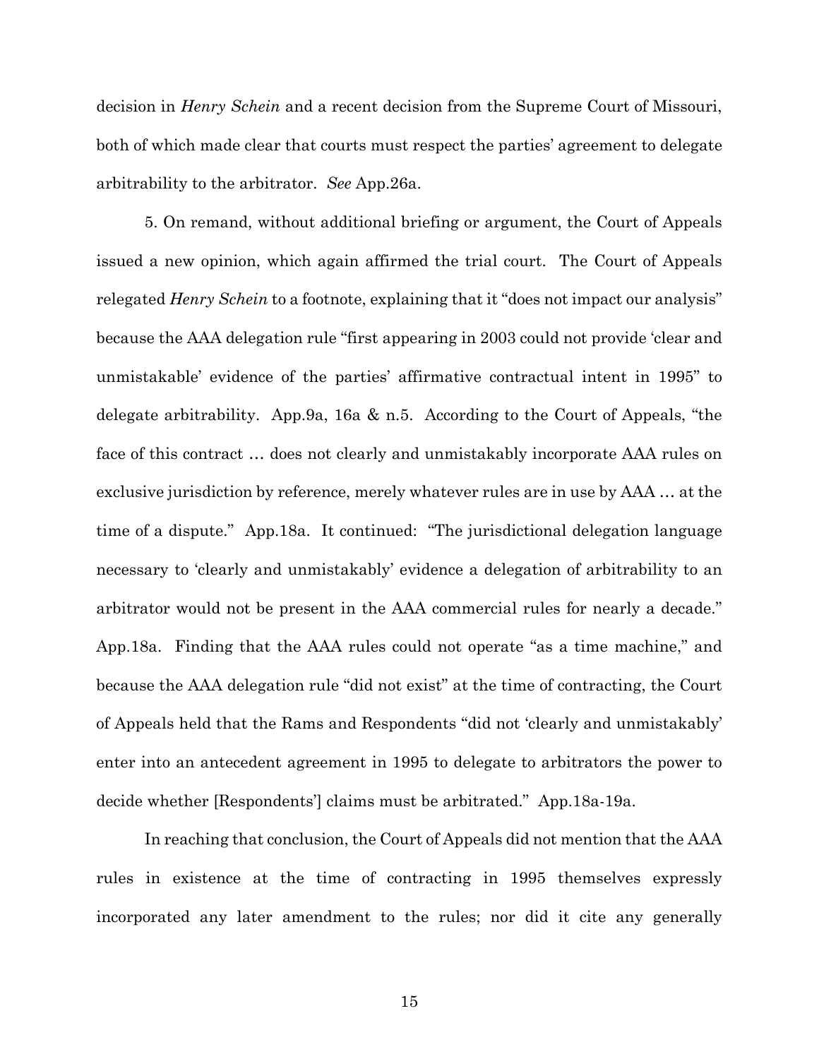decision in *Henry Schein* and a recent decision from the Supreme Court of Missouri, both of which made clear that courts must respect the parties' agreement to delegate arbitrability to the arbitrator. *See* App.26a.

5. On remand, without additional briefing or argument, the Court of Appeals issued a new opinion, which again affirmed the trial court. The Court of Appeals relegated *Henry Schein* to a footnote, explaining that it "does not impact our analysis" because the AAA delegation rule "first appearing in 2003 could not provide 'clear and unmistakable' evidence of the parties' affirmative contractual intent in 1995" to delegate arbitrability. App.9a, 16a & n.5. According to the Court of Appeals, "the face of this contract … does not clearly and unmistakably incorporate AAA rules on exclusive jurisdiction by reference, merely whatever rules are in use by AAA … at the time of a dispute." App.18a. It continued: "The jurisdictional delegation language necessary to 'clearly and unmistakably' evidence a delegation of arbitrability to an arbitrator would not be present in the AAA commercial rules for nearly a decade." App.18a. Finding that the AAA rules could not operate "as a time machine," and because the AAA delegation rule "did not exist" at the time of contracting, the Court of Appeals held that the Rams and Respondents "did not 'clearly and unmistakably' enter into an antecedent agreement in 1995 to delegate to arbitrators the power to decide whether [Respondents'] claims must be arbitrated." App.18a-19a.

In reaching that conclusion, the Court of Appeals did not mention that the AAA rules in existence at the time of contracting in 1995 themselves expressly incorporated any later amendment to the rules; nor did it cite any generally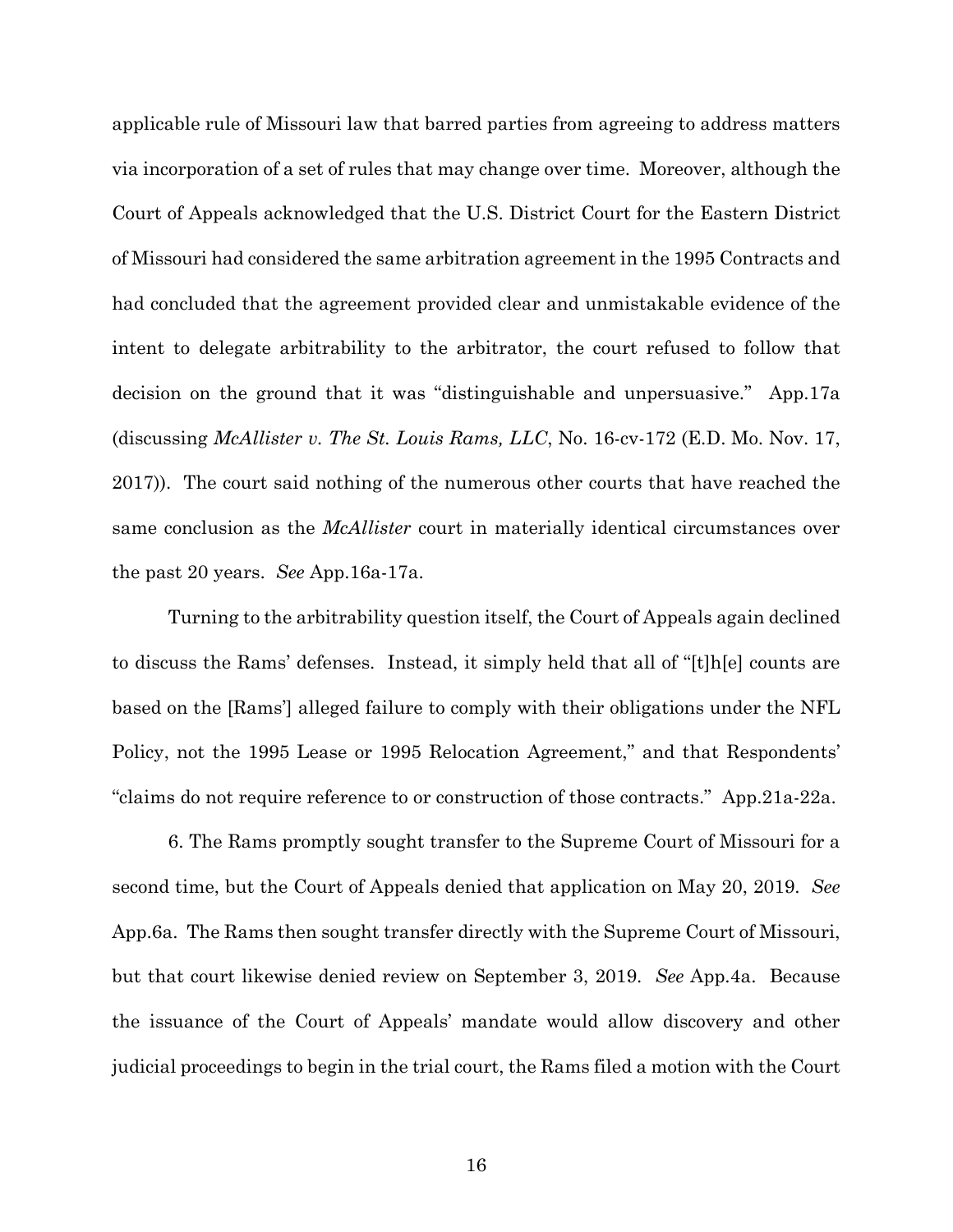applicable rule of Missouri law that barred parties from agreeing to address matters via incorporation of a set of rules that may change over time. Moreover, although the Court of Appeals acknowledged that the U.S. District Court for the Eastern District of Missouri had considered the same arbitration agreement in the 1995 Contracts and had concluded that the agreement provided clear and unmistakable evidence of the intent to delegate arbitrability to the arbitrator, the court refused to follow that decision on the ground that it was "distinguishable and unpersuasive." App.17a (discussing *McAllister v. The St. Louis Rams, LLC*, No. 16-cv-172 (E.D. Mo. Nov. 17, 2017)). The court said nothing of the numerous other courts that have reached the same conclusion as the *McAllister* court in materially identical circumstances over the past 20 years. *See* App.16a-17a.

Turning to the arbitrability question itself, the Court of Appeals again declined to discuss the Rams' defenses. Instead, it simply held that all of "[t]h[e] counts are based on the [Rams'] alleged failure to comply with their obligations under the NFL Policy, not the 1995 Lease or 1995 Relocation Agreement," and that Respondents' "claims do not require reference to or construction of those contracts." App.21a-22a.

6. The Rams promptly sought transfer to the Supreme Court of Missouri for a second time, but the Court of Appeals denied that application on May 20, 2019. *See* App.6a. The Rams then sought transfer directly with the Supreme Court of Missouri, but that court likewise denied review on September 3, 2019. *See* App.4a. Because the issuance of the Court of Appeals' mandate would allow discovery and other judicial proceedings to begin in the trial court, the Rams filed a motion with the Court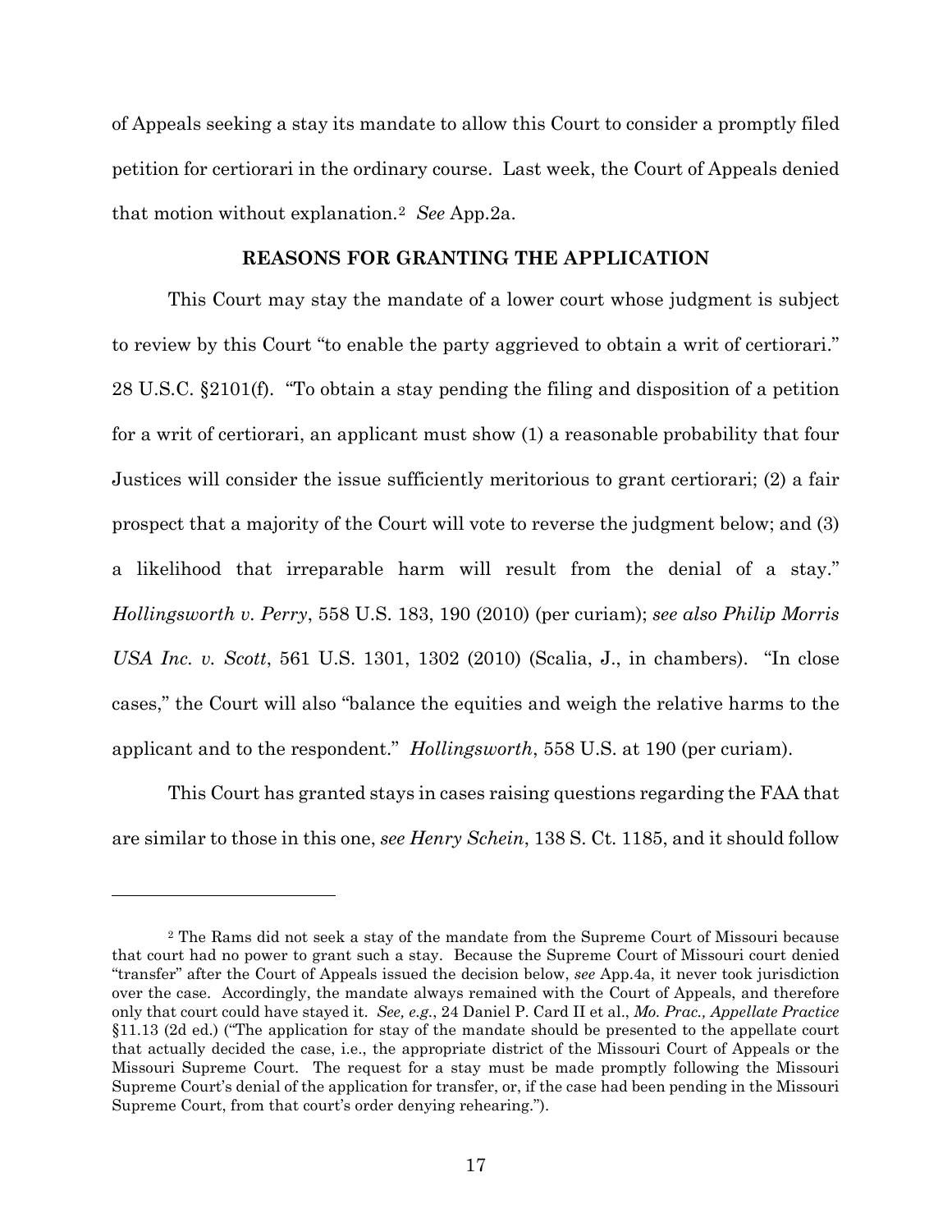of Appeals seeking a stay its mandate to allow this Court to consider a promptly filed petition for certiorari in the ordinary course. Last week, the Court of Appeals denied that motion without explanation.[2] *See* App.2a.

## REASONS FOR GRANTING THE APPLICATION

This Court may stay the mandate of a lower court whose judgment is subject to review by this Court "to enable the party aggrieved to obtain a writ of certiorari." 28 U.S.C. §2101(f). "To obtain a stay pending the filing and disposition of a petition for a writ of certiorari, an applicant must show (1) a reasonable probability that four Justices will consider the issue sufficiently meritorious to grant certiorari; (2) a fair prospect that a majority of the Court will vote to reverse the judgment below; and (3) a likelihood that irreparable harm will result from the denial of a stay." *Hollingsworth v. Perry*, 558 U.S. 183, 190 (2010) (per curiam); *see also Philip Morris USA Inc. v. Scott*, 561 U.S. 1301, 1302 (2010) (Scalia, J., in chambers). "In close cases," the Court will also "balance the equities and weigh the relative harms to the applicant and to the respondent." *Hollingsworth*, 558 U.S. at 190 (per curiam).

This Court has granted stays in cases raising questions regarding the FAA that are similar to those in this one, *see Henry Schein*, 138 S. Ct. 1185, and it should follow

---

[2] The Rams did not seek a stay of the mandate from the Supreme Court of Missouri because that court had no power to grant such a stay. Because the Supreme Court of Missouri court denied "transfer" after the Court of Appeals issued the decision below, *see* App.4a, it never took jurisdiction over the case. Accordingly, the mandate always remained with the Court of Appeals, and therefore only that court could have stayed it. *See, e.g.*, 24 Daniel P. Card II et al., *Mo. Prac., Appellate Practice* §11.13 (2d ed.) ("The application for stay of the mandate should be presented to the appellate court that actually decided the case, i.e., the appropriate district of the Missouri Court of Appeals or the Missouri Supreme Court. The request for a stay must be made promptly following the Missouri Supreme Court's denial of the application for transfer, or, if the case had been pending in the Missouri Supreme Court, from that court's order denying rehearing.").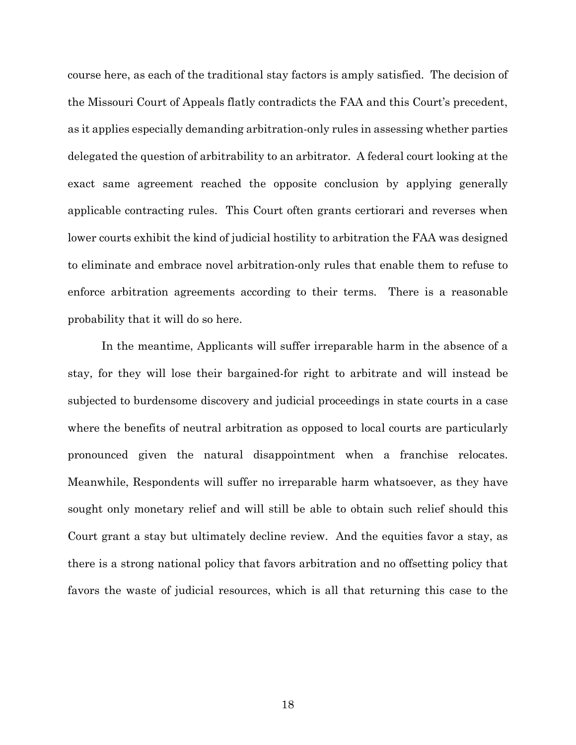course here, as each of the traditional stay factors is amply satisfied. The decision of the Missouri Court of Appeals flatly contradicts the FAA and this Court's precedent, as it applies especially demanding arbitration-only rules in assessing whether parties delegated the question of arbitrability to an arbitrator. A federal court looking at the exact same agreement reached the opposite conclusion by applying generally applicable contracting rules. This Court often grants certiorari and reverses when lower courts exhibit the kind of judicial hostility to arbitration the FAA was designed to eliminate and embrace novel arbitration-only rules that enable them to refuse to enforce arbitration agreements according to their terms. There is a reasonable probability that it will do so here.

In the meantime, Applicants will suffer irreparable harm in the absence of a stay, for they will lose their bargained-for right to arbitrate and will instead be subjected to burdensome discovery and judicial proceedings in state courts in a case where the benefits of neutral arbitration as opposed to local courts are particularly pronounced given the natural disappointment when a franchise relocates. Meanwhile, Respondents will suffer no irreparable harm whatsoever, as they have sought only monetary relief and will still be able to obtain such relief should this Court grant a stay but ultimately decline review. And the equities favor a stay, as there is a strong national policy that favors arbitration and no offsetting policy that favors the waste of judicial resources, which is all that returning this case to the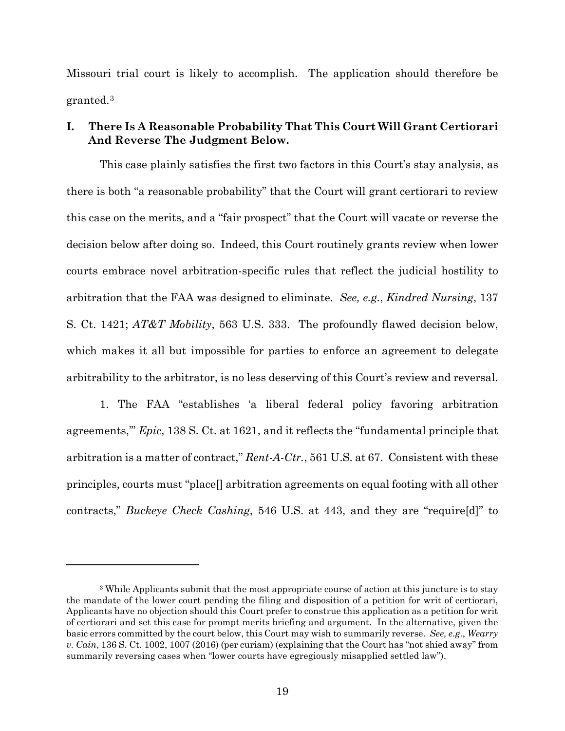Missouri trial court is likely to accomplish. The application should therefore be granted.[3]

## I. There Is A Reasonable Probability That This Court Will Grant Certiorari And Reverse The Judgment Below.

This case plainly satisfies the first two factors in this Court's stay analysis, as there is both "a reasonable probability" that the Court will grant certiorari to review this case on the merits, and a "fair prospect" that the Court will vacate or reverse the decision below after doing so. Indeed, this Court routinely grants review when lower courts embrace novel arbitration-specific rules that reflect the judicial hostility to arbitration that the FAA was designed to eliminate. *See, e.g.*, *Kindred Nursing*, 137 S. Ct. 1421; *AT&T Mobility*, 563 U.S. 333. The profoundly flawed decision below, which makes it all but impossible for parties to enforce an agreement to delegate arbitrability to the arbitrator, is no less deserving of this Court's review and reversal.

1. The FAA "establishes 'a liberal federal policy favoring arbitration agreements,'" *Epic*, 138 S. Ct. at 1621, and it reflects the "fundamental principle that arbitration is a matter of contract," *Rent-A-Ctr.*, 561 U.S. at 67. Consistent with these principles, courts must "place[] arbitration agreements on equal footing with all other contracts," *Buckeye Check Cashing*, 546 U.S. at 443, and they are "require[d]" to

---

[3] While Applicants submit that the most appropriate course of action at this juncture is to stay the mandate of the lower court pending the filing and disposition of a petition for writ of certiorari, Applicants have no objection should this Court prefer to construe this application as a petition for writ of certiorari and set this case for prompt merits briefing and argument. In the alternative, given the basic errors committed by the court below, this Court may wish to summarily reverse. *See, e.g.*, *Wearry v. Cain*, 136 S. Ct. 1002, 1007 (2016) (per curiam) (explaining that the Court has "not shied away" from summarily reversing cases when "lower courts have egregiously misapplied settled law").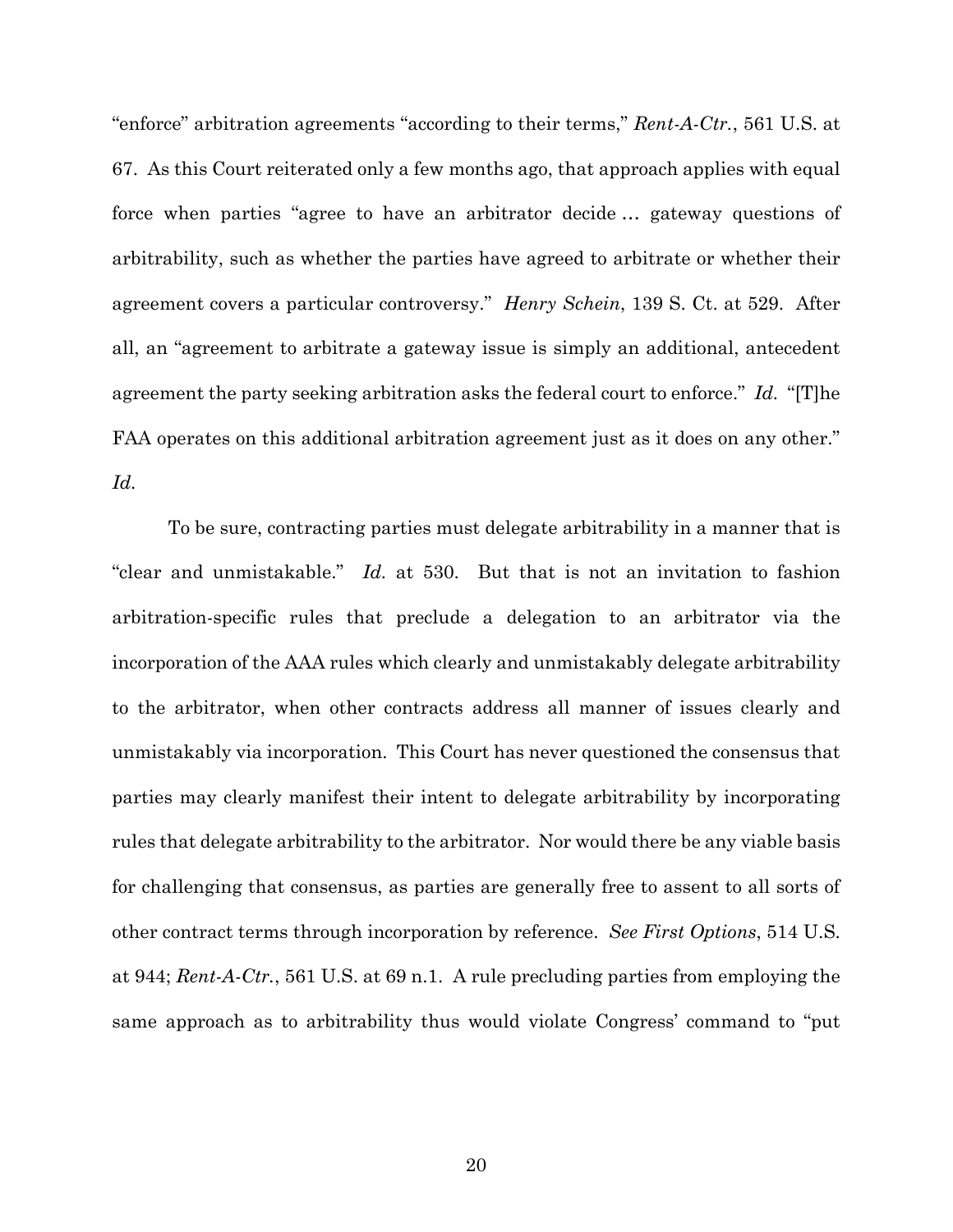"enforce" arbitration agreements "according to their terms," *Rent-A-Ctr.*, 561 U.S. at 67. As this Court reiterated only a few months ago, that approach applies with equal force when parties "agree to have an arbitrator decide … gateway questions of arbitrability, such as whether the parties have agreed to arbitrate or whether their agreement covers a particular controversy." *Henry Schein*, 139 S. Ct. at 529. After all, an "agreement to arbitrate a gateway issue is simply an additional, antecedent agreement the party seeking arbitration asks the federal court to enforce." *Id.* "[T]he FAA operates on this additional arbitration agreement just as it does on any other." *Id.*

To be sure, contracting parties must delegate arbitrability in a manner that is "clear and unmistakable." *Id.* at 530. But that is not an invitation to fashion arbitration-specific rules that preclude a delegation to an arbitrator via the incorporation of the AAA rules which clearly and unmistakably delegate arbitrability to the arbitrator, when other contracts address all manner of issues clearly and unmistakably via incorporation. This Court has never questioned the consensus that parties may clearly manifest their intent to delegate arbitrability by incorporating rules that delegate arbitrability to the arbitrator. Nor would there be any viable basis for challenging that consensus, as parties are generally free to assent to all sorts of other contract terms through incorporation by reference. *See First Options*, 514 U.S. at 944; *Rent-A-Ctr.*, 561 U.S. at 69 n.1. A rule precluding parties from employing the same approach as to arbitrability thus would violate Congress' command to "put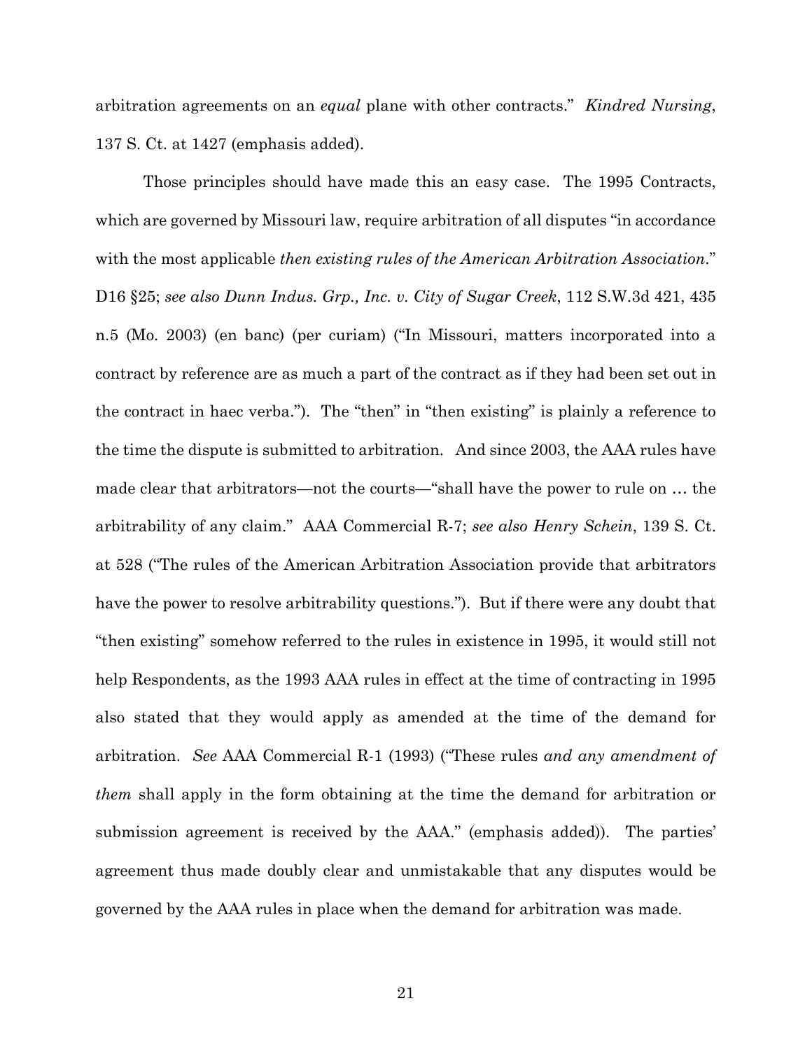arbitration agreements on an *equal* plane with other contracts." *Kindred Nursing*, 137 S. Ct. at 1427 (emphasis added).

Those principles should have made this an easy case. The 1995 Contracts, which are governed by Missouri law, require arbitration of all disputes "in accordance with the most applicable *then existing rules of the American Arbitration Association*." D16 §25; *see also Dunn Indus. Grp., Inc. v. City of Sugar Creek*, 112 S.W.3d 421, 435 n.5 (Mo. 2003) (en banc) (per curiam) ("In Missouri, matters incorporated into a contract by reference are as much a part of the contract as if they had been set out in the contract in haec verba."). The "then" in "then existing" is plainly a reference to the time the dispute is submitted to arbitration. And since 2003, the AAA rules have made clear that arbitrators—not the courts—"shall have the power to rule on … the arbitrability of any claim." AAA Commercial R-7; *see also Henry Schein*, 139 S. Ct. at 528 ("The rules of the American Arbitration Association provide that arbitrators have the power to resolve arbitrability questions."). But if there were any doubt that "then existing" somehow referred to the rules in existence in 1995, it would still not help Respondents, as the 1993 AAA rules in effect at the time of contracting in 1995 also stated that they would apply as amended at the time of the demand for arbitration. *See* AAA Commercial R-1 (1993) ("These rules *and any amendment of them* shall apply in the form obtaining at the time the demand for arbitration or submission agreement is received by the AAA." (emphasis added)). The parties' agreement thus made doubly clear and unmistakable that any disputes would be governed by the AAA rules in place when the demand for arbitration was made.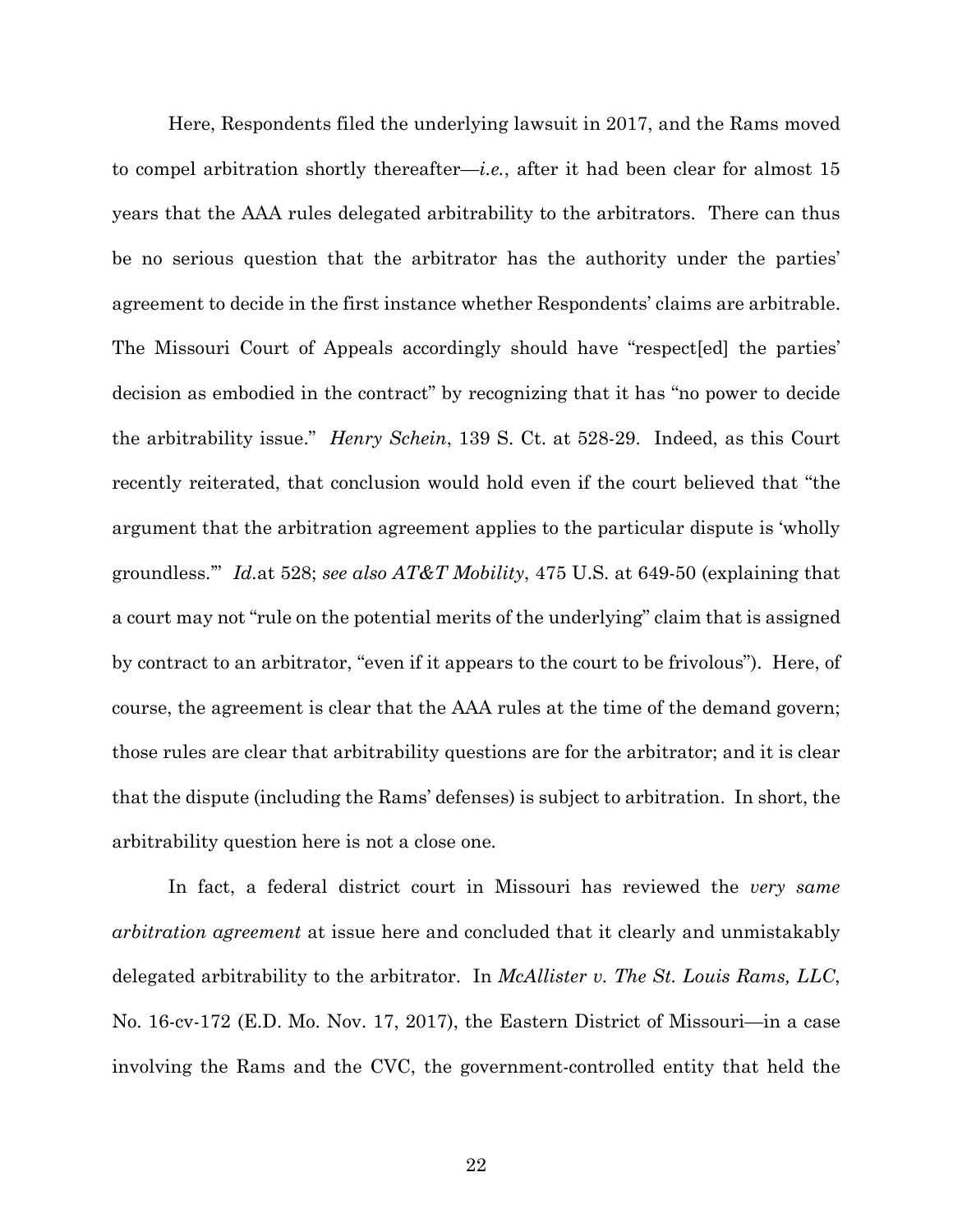Here, Respondents filed the underlying lawsuit in 2017, and the Rams moved to compel arbitration shortly thereafter—*i.e.*, after it had been clear for almost 15 years that the AAA rules delegated arbitrability to the arbitrators. There can thus be no serious question that the arbitrator has the authority under the parties' agreement to decide in the first instance whether Respondents' claims are arbitrable. The Missouri Court of Appeals accordingly should have "respect[ed] the parties' decision as embodied in the contract" by recognizing that it has "no power to decide the arbitrability issue." *Henry Schein*, 139 S. Ct. at 528-29. Indeed, as this Court recently reiterated, that conclusion would hold even if the court believed that "the argument that the arbitration agreement applies to the particular dispute is 'wholly groundless.'" *Id.*at 528; *see also AT&T Mobility*, 475 U.S. at 649-50 (explaining that a court may not "rule on the potential merits of the underlying" claim that is assigned by contract to an arbitrator, "even if it appears to the court to be frivolous"). Here, of course, the agreement is clear that the AAA rules at the time of the demand govern; those rules are clear that arbitrability questions are for the arbitrator; and it is clear that the dispute (including the Rams' defenses) is subject to arbitration. In short, the arbitrability question here is not a close one.

In fact, a federal district court in Missouri has reviewed the *very same arbitration agreement* at issue here and concluded that it clearly and unmistakably delegated arbitrability to the arbitrator. In *McAllister v. The St. Louis Rams, LLC*, No. 16-cv-172 (E.D. Mo. Nov. 17, 2017), the Eastern District of Missouri—in a case involving the Rams and the CVC, the government-controlled entity that held the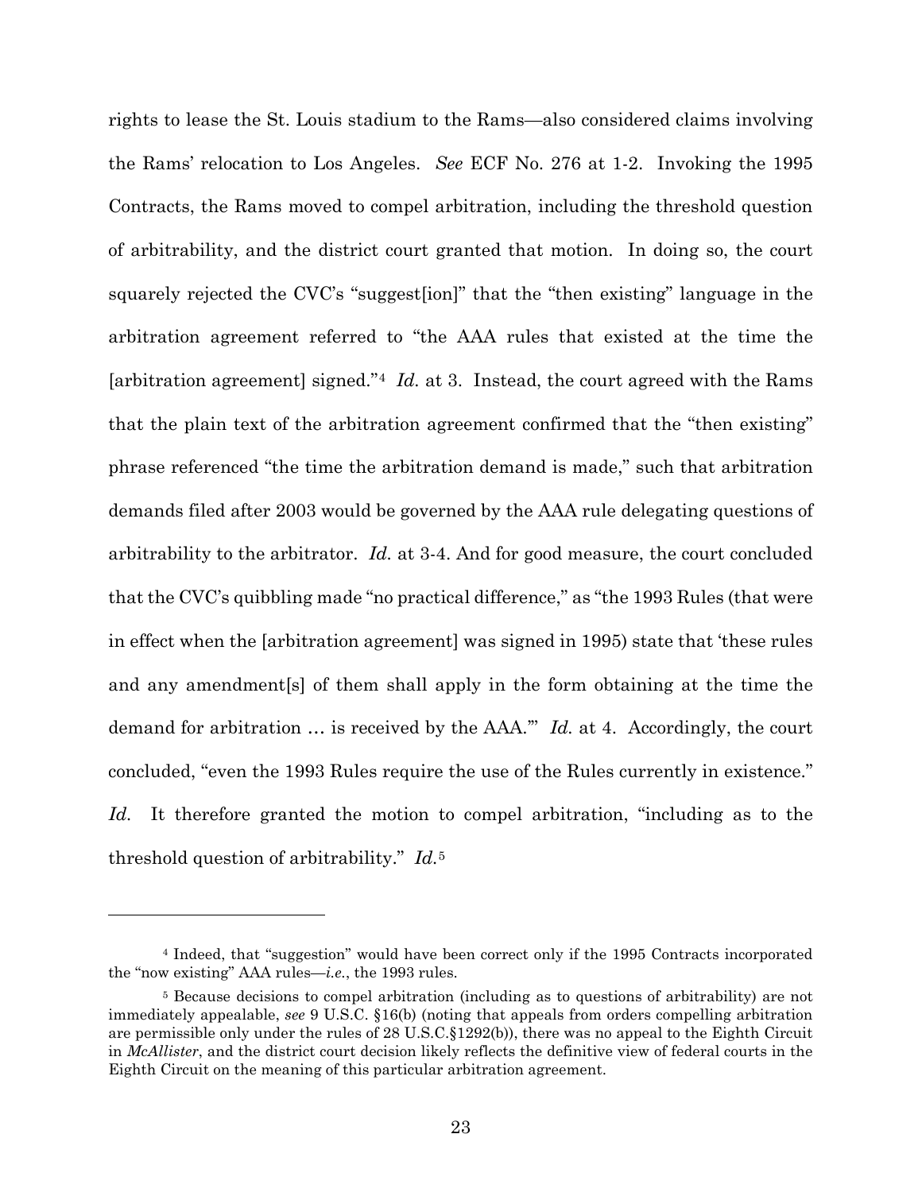rights to lease the St. Louis stadium to the Rams—also considered claims involving the Rams' relocation to Los Angeles. *See* ECF No. 276 at 1-2. Invoking the 1995 Contracts, the Rams moved to compel arbitration, including the threshold question of arbitrability, and the district court granted that motion. In doing so, the court squarely rejected the CVC's "suggest[ion]" that the "then existing" language in the arbitration agreement referred to "the AAA rules that existed at the time the [arbitration agreement] signed."[4] *Id.* at 3. Instead, the court agreed with the Rams that the plain text of the arbitration agreement confirmed that the "then existing" phrase referenced "the time the arbitration demand is made," such that arbitration demands filed after 2003 would be governed by the AAA rule delegating questions of arbitrability to the arbitrator. *Id.* at 3-4. And for good measure, the court concluded that the CVC's quibbling made "no practical difference," as "the 1993 Rules (that were in effect when the [arbitration agreement] was signed in 1995) state that 'these rules and any amendment[s] of them shall apply in the form obtaining at the time the demand for arbitration … is received by the AAA.'" *Id.* at 4. Accordingly, the court concluded, "even the 1993 Rules require the use of the Rules currently in existence." *Id.* It therefore granted the motion to compel arbitration, "including as to the threshold question of arbitrability." *Id.*[5]

---

[4] Indeed, that "suggestion" would have been correct only if the 1995 Contracts incorporated the "now existing" AAA rules—*i.e.*, the 1993 rules.

[5] Because decisions to compel arbitration (including as to questions of arbitrability) are not immediately appealable, *see* 9 U.S.C. §16(b) (noting that appeals from orders compelling arbitration are permissible only under the rules of 28 U.S.C.§1292(b)), there was no appeal to the Eighth Circuit in *McAllister*, and the district court decision likely reflects the definitive view of federal courts in the Eighth Circuit on the meaning of this particular arbitration agreement.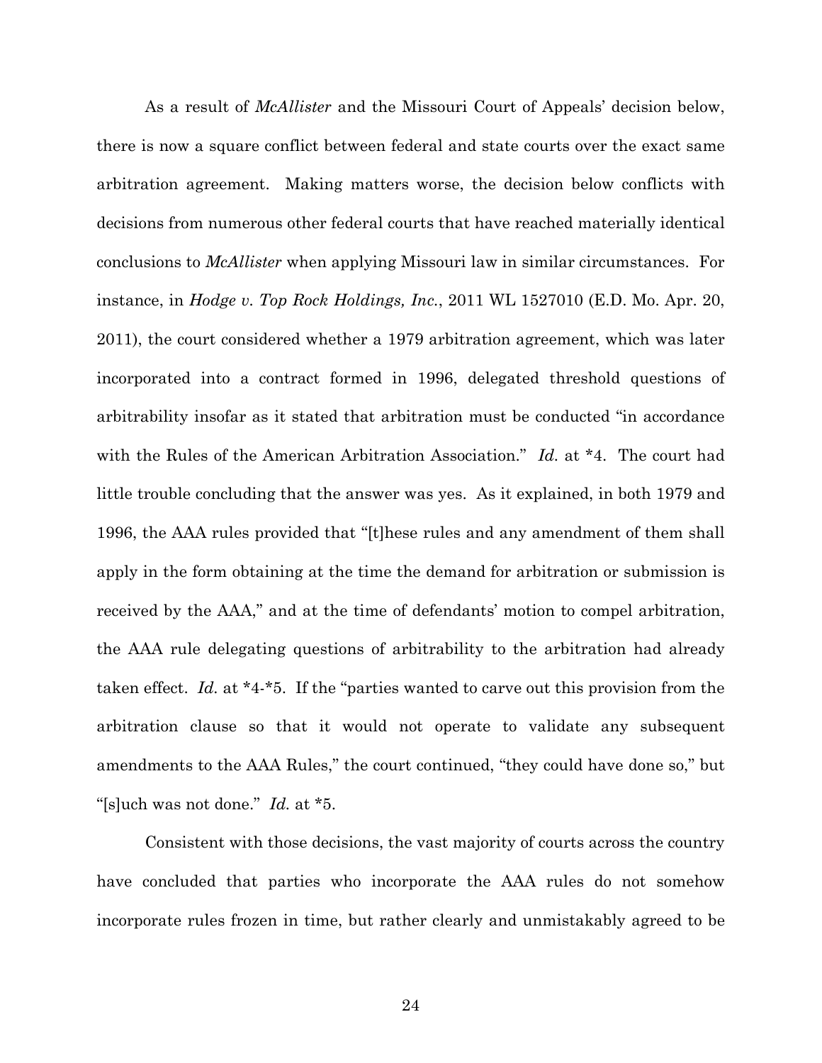As a result of *McAllister* and the Missouri Court of Appeals' decision below, there is now a square conflict between federal and state courts over the exact same arbitration agreement. Making matters worse, the decision below conflicts with decisions from numerous other federal courts that have reached materially identical conclusions to *McAllister* when applying Missouri law in similar circumstances. For instance, in *Hodge v. Top Rock Holdings, Inc.*, 2011 WL 1527010 (E.D. Mo. Apr. 20, 2011), the court considered whether a 1979 arbitration agreement, which was later incorporated into a contract formed in 1996, delegated threshold questions of arbitrability insofar as it stated that arbitration must be conducted "in accordance with the Rules of the American Arbitration Association." *Id.* at *4. The court had little trouble concluding that the answer was yes. As it explained, in both 1979 and 1996, the AAA rules provided that "[t]hese rules and any amendment of them shall apply in the form obtaining at the time the demand for arbitration or submission is received by the AAA," and at the time of defendants' motion to compel arbitration, the AAA rule delegating questions of arbitrability to the arbitration had already taken effect. *Id.* at *4-*5. If the "parties wanted to carve out this provision from the arbitration clause so that it would not operate to validate any subsequent amendments to the AAA Rules," the court continued, "they could have done so," but "[s]uch was not done." *Id.* at *5.

Consistent with those decisions, the vast majority of courts across the country have concluded that parties who incorporate the AAA rules do not somehow incorporate rules frozen in time, but rather clearly and unmistakably agreed to be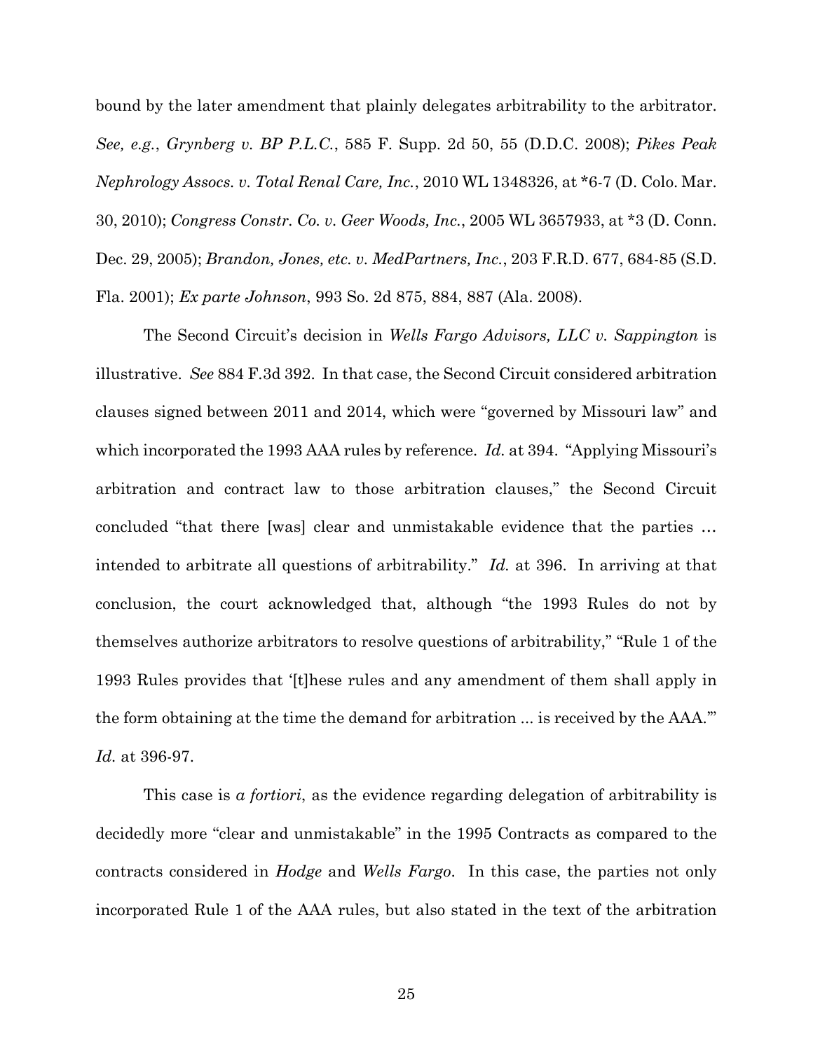bound by the later amendment that plainly delegates arbitrability to the arbitrator. *See, e.g.*, *Grynberg v. BP P.L.C.*, 585 F. Supp. 2d 50, 55 (D.D.C. 2008); *Pikes Peak Nephrology Assocs. v. Total Renal Care, Inc.*, 2010 WL 1348326, at *6-7 (D. Colo. Mar. 30, 2010); *Congress Constr. Co. v. Geer Woods, Inc.*, 2005 WL 3657933, at *3 (D. Conn. Dec. 29, 2005); *Brandon, Jones, etc. v. MedPartners, Inc.*, 203 F.R.D. 677, 684-85 (S.D. Fla. 2001); *Ex parte Johnson*, 993 So. 2d 875, 884, 887 (Ala. 2008).

The Second Circuit's decision in *Wells Fargo Advisors, LLC v. Sappington* is illustrative. *See* 884 F.3d 392. In that case, the Second Circuit considered arbitration clauses signed between 2011 and 2014, which were "governed by Missouri law" and which incorporated the 1993 AAA rules by reference. *Id.* at 394. "Applying Missouri's arbitration and contract law to those arbitration clauses," the Second Circuit concluded "that there [was] clear and unmistakable evidence that the parties … intended to arbitrate all questions of arbitrability." *Id.* at 396. In arriving at that conclusion, the court acknowledged that, although "the 1993 Rules do not by themselves authorize arbitrators to resolve questions of arbitrability," "Rule 1 of the 1993 Rules provides that '[t]hese rules and any amendment of them shall apply in the form obtaining at the time the demand for arbitration ... is received by the AAA.'" *Id.* at 396-97.

This case is *a fortiori*, as the evidence regarding delegation of arbitrability is decidedly more "clear and unmistakable" in the 1995 Contracts as compared to the contracts considered in *Hodge* and *Wells Fargo*. In this case, the parties not only incorporated Rule 1 of the AAA rules, but also stated in the text of the arbitration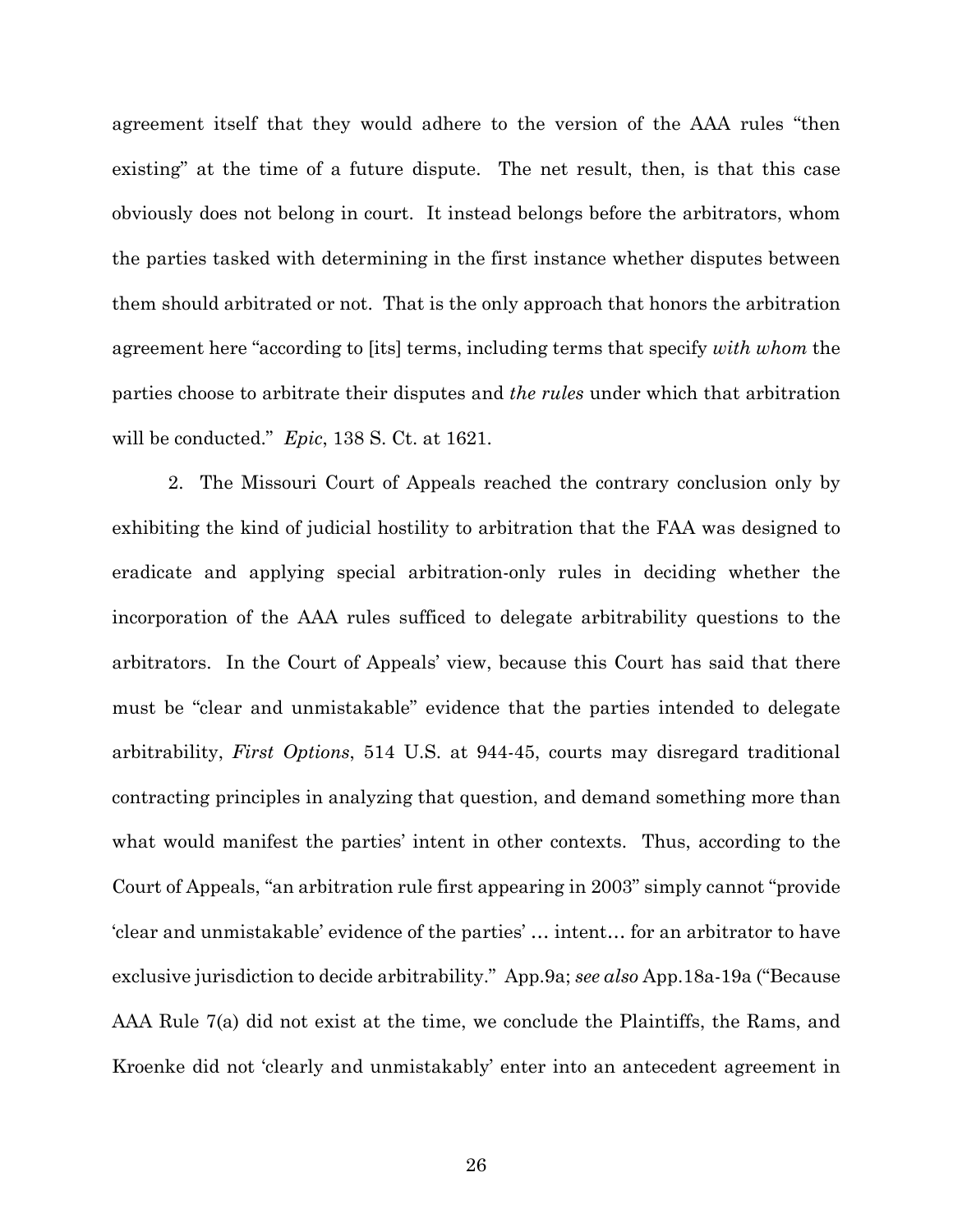agreement itself that they would adhere to the version of the AAA rules "then existing" at the time of a future dispute. The net result, then, is that this case obviously does not belong in court. It instead belongs before the arbitrators, whom the parties tasked with determining in the first instance whether disputes between them should arbitrated or not. That is the only approach that honors the arbitration agreement here "according to [its] terms, including terms that specify *with whom* the parties choose to arbitrate their disputes and *the rules* under which that arbitration will be conducted." *Epic*, 138 S. Ct. at 1621.

2. The Missouri Court of Appeals reached the contrary conclusion only by exhibiting the kind of judicial hostility to arbitration that the FAA was designed to eradicate and applying special arbitration-only rules in deciding whether the incorporation of the AAA rules sufficed to delegate arbitrability questions to the arbitrators. In the Court of Appeals' view, because this Court has said that there must be "clear and unmistakable" evidence that the parties intended to delegate arbitrability, *First Options*, 514 U.S. at 944-45, courts may disregard traditional contracting principles in analyzing that question, and demand something more than what would manifest the parties' intent in other contexts. Thus, according to the Court of Appeals, "an arbitration rule first appearing in 2003" simply cannot "provide 'clear and unmistakable' evidence of the parties' … intent… for an arbitrator to have exclusive jurisdiction to decide arbitrability." App.9a; *see also* App.18a-19a ("Because AAA Rule 7(a) did not exist at the time, we conclude the Plaintiffs, the Rams, and Kroenke did not 'clearly and unmistakably' enter into an antecedent agreement in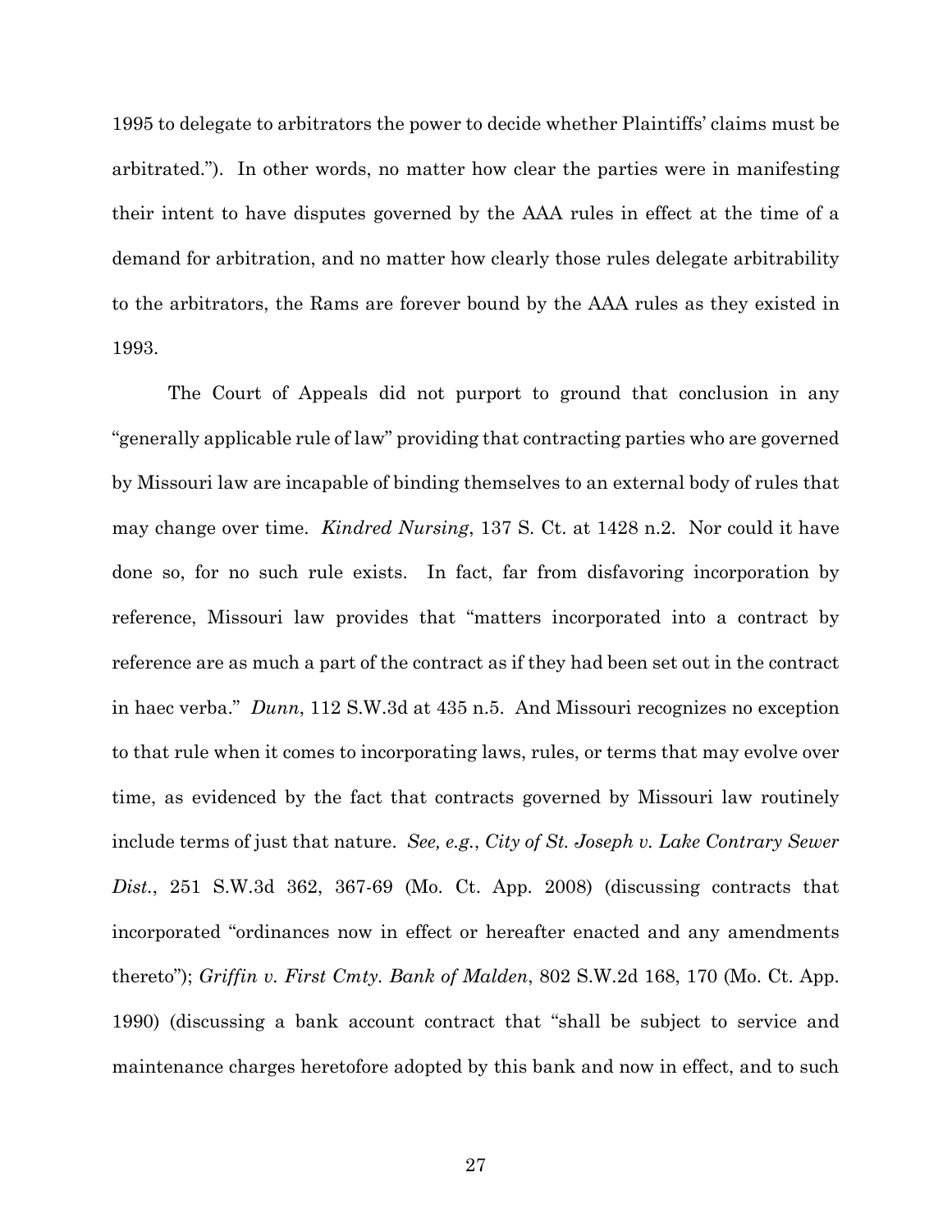1995 to delegate to arbitrators the power to decide whether Plaintiffs' claims must be arbitrated."). In other words, no matter how clear the parties were in manifesting their intent to have disputes governed by the AAA rules in effect at the time of a demand for arbitration, and no matter how clearly those rules delegate arbitrability to the arbitrators, the Rams are forever bound by the AAA rules as they existed in 1993.

The Court of Appeals did not purport to ground that conclusion in any "generally applicable rule of law" providing that contracting parties who are governed by Missouri law are incapable of binding themselves to an external body of rules that may change over time. *Kindred Nursing*, 137 S. Ct. at 1428 n.2. Nor could it have done so, for no such rule exists. In fact, far from disfavoring incorporation by reference, Missouri law provides that "matters incorporated into a contract by reference are as much a part of the contract as if they had been set out in the contract in haec verba." *Dunn*, 112 S.W.3d at 435 n.5. And Missouri recognizes no exception to that rule when it comes to incorporating laws, rules, or terms that may evolve over time, as evidenced by the fact that contracts governed by Missouri law routinely include terms of just that nature. *See, e.g.*, *City of St. Joseph v. Lake Contrary Sewer Dist.*, 251 S.W.3d 362, 367-69 (Mo. Ct. App. 2008) (discussing contracts that incorporated "ordinances now in effect or hereafter enacted and any amendments thereto"); *Griffin v. First Cmty. Bank of Malden*, 802 S.W.2d 168, 170 (Mo. Ct. App. 1990) (discussing a bank account contract that "shall be subject to service and maintenance charges heretofore adopted by this bank and now in effect, and to such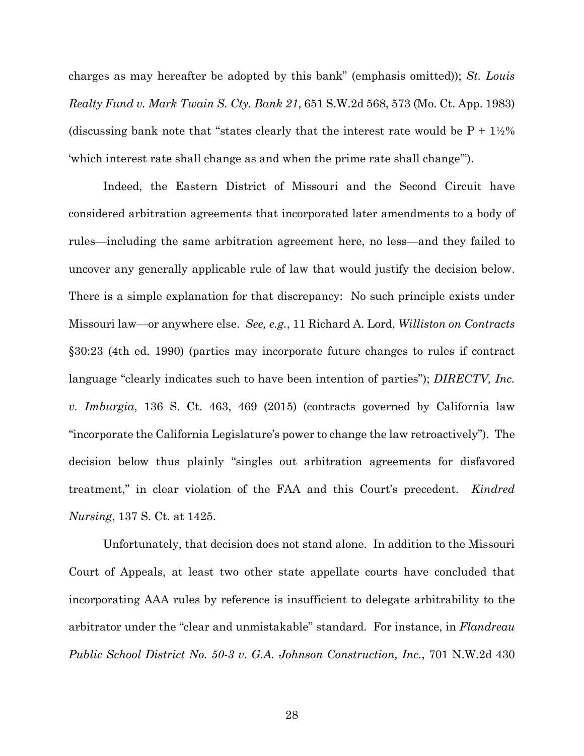charges as may hereafter be adopted by this bank" (emphasis omitted)); *St. Louis Realty Fund v. Mark Twain S. Cty. Bank 21*, 651 S.W.2d 568, 573 (Mo. Ct. App. 1983) (discussing bank note that "states clearly that the interest rate would be P + 1½% 'which interest rate shall change as and when the prime rate shall change'").

Indeed, the Eastern District of Missouri and the Second Circuit have considered arbitration agreements that incorporated later amendments to a body of rules—including the same arbitration agreement here, no less—and they failed to uncover any generally applicable rule of law that would justify the decision below. There is a simple explanation for that discrepancy: No such principle exists under Missouri law—or anywhere else. *See, e.g.*, 11 Richard A. Lord, *Williston on Contracts* §30:23 (4th ed. 1990) (parties may incorporate future changes to rules if contract language "clearly indicates such to have been intention of parties"); *DIRECTV, Inc. v. Imburgia*, 136 S. Ct. 463, 469 (2015) (contracts governed by California law "incorporate the California Legislature's power to change the law retroactively"). The decision below thus plainly "singles out arbitration agreements for disfavored treatment," in clear violation of the FAA and this Court's precedent. *Kindred Nursing*, 137 S. Ct. at 1425.

Unfortunately, that decision does not stand alone. In addition to the Missouri Court of Appeals, at least two other state appellate courts have concluded that incorporating AAA rules by reference is insufficient to delegate arbitrability to the arbitrator under the "clear and unmistakable" standard. For instance, in *Flandreau Public School District No. 50-3 v. G.A. Johnson Construction, Inc.*, 701 N.W.2d 430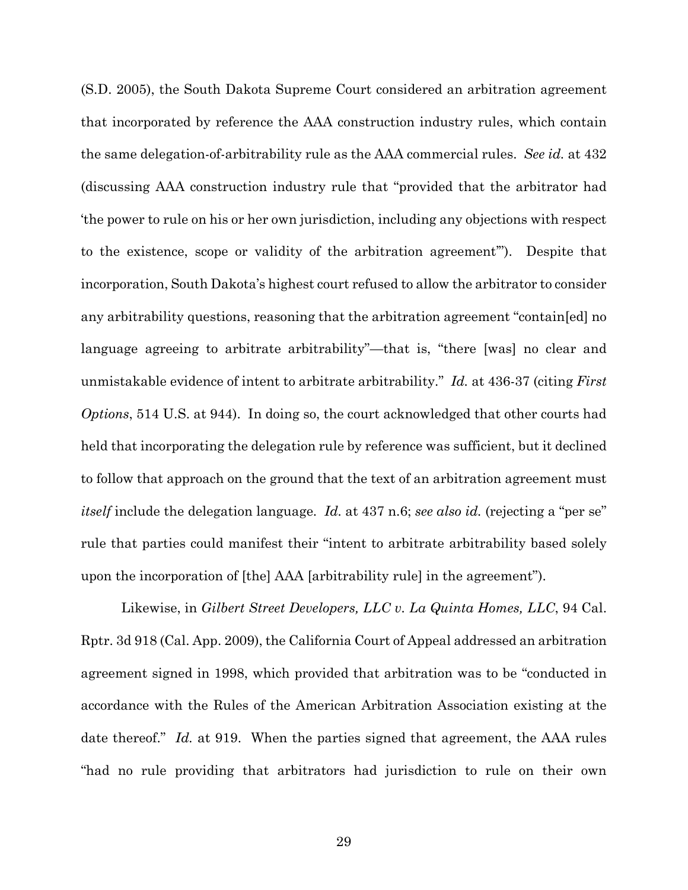(S.D. 2005), the South Dakota Supreme Court considered an arbitration agreement that incorporated by reference the AAA construction industry rules, which contain the same delegation-of-arbitrability rule as the AAA commercial rules. *See id.* at 432 (discussing AAA construction industry rule that "provided that the arbitrator had 'the power to rule on his or her own jurisdiction, including any objections with respect to the existence, scope or validity of the arbitration agreement'"). Despite that incorporation, South Dakota's highest court refused to allow the arbitrator to consider any arbitrability questions, reasoning that the arbitration agreement "contain[ed] no language agreeing to arbitrate arbitrability"—that is, "there [was] no clear and unmistakable evidence of intent to arbitrate arbitrability." *Id.* at 436-37 (citing *First Options*, 514 U.S. at 944). In doing so, the court acknowledged that other courts had held that incorporating the delegation rule by reference was sufficient, but it declined to follow that approach on the ground that the text of an arbitration agreement must *itself* include the delegation language. *Id.* at 437 n.6; *see also id.* (rejecting a "per se" rule that parties could manifest their "intent to arbitrate arbitrability based solely upon the incorporation of [the] AAA [arbitrability rule] in the agreement").

Likewise, in *Gilbert Street Developers, LLC v. La Quinta Homes, LLC*, 94 Cal. Rptr. 3d 918 (Cal. App. 2009), the California Court of Appeal addressed an arbitration agreement signed in 1998, which provided that arbitration was to be "conducted in accordance with the Rules of the American Arbitration Association existing at the date thereof." *Id.* at 919. When the parties signed that agreement, the AAA rules "had no rule providing that arbitrators had jurisdiction to rule on their own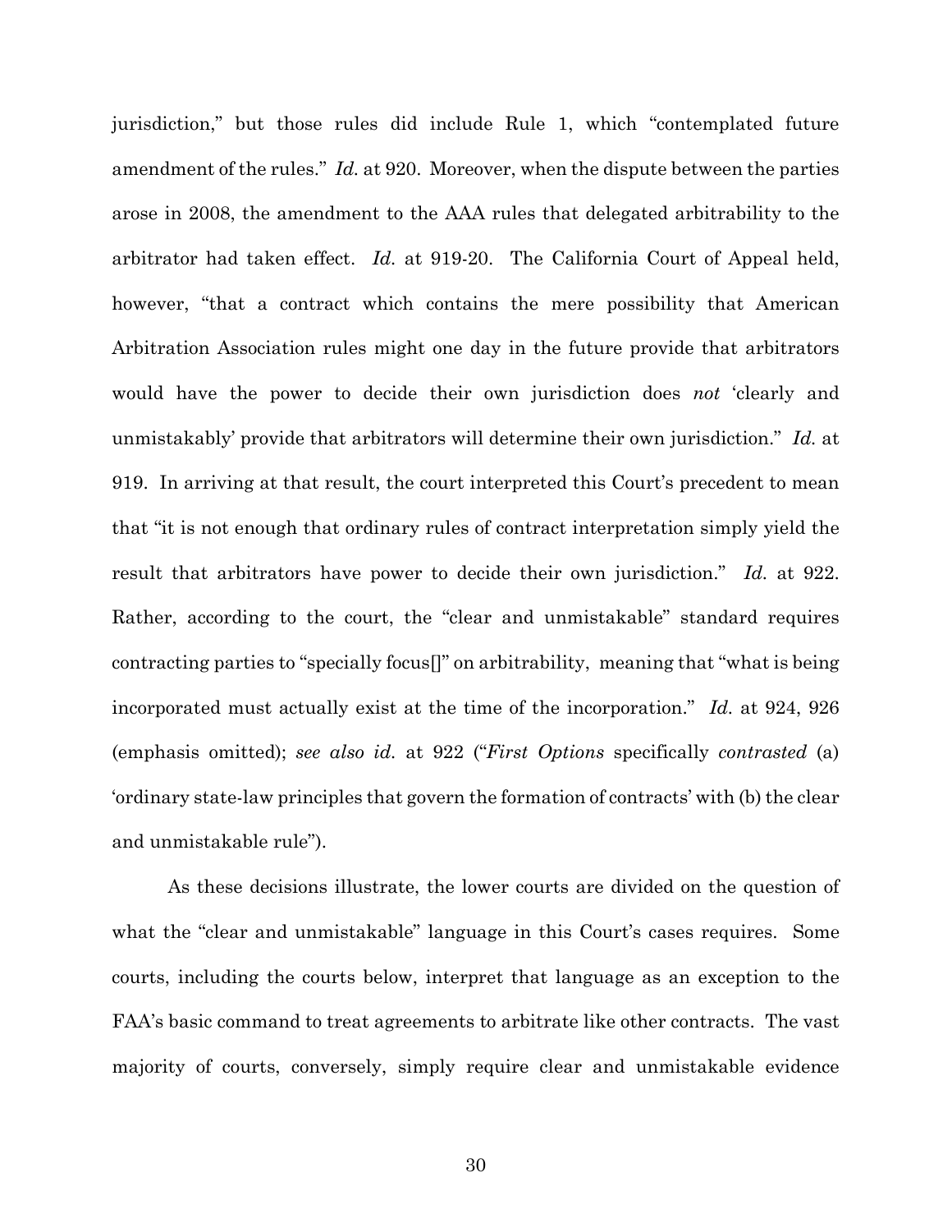jurisdiction," but those rules did include Rule 1, which "contemplated future amendment of the rules." *Id.* at 920. Moreover, when the dispute between the parties arose in 2008, the amendment to the AAA rules that delegated arbitrability to the arbitrator had taken effect. *Id.* at 919-20. The California Court of Appeal held, however, "that a contract which contains the mere possibility that American Arbitration Association rules might one day in the future provide that arbitrators would have the power to decide their own jurisdiction does *not* 'clearly and unmistakably' provide that arbitrators will determine their own jurisdiction." *Id.* at 919. In arriving at that result, the court interpreted this Court's precedent to mean that "it is not enough that ordinary rules of contract interpretation simply yield the result that arbitrators have power to decide their own jurisdiction." *Id.* at 922. Rather, according to the court, the "clear and unmistakable" standard requires contracting parties to "specially focus[]" on arbitrability, meaning that "what is being incorporated must actually exist at the time of the incorporation." *Id.* at 924, 926 (emphasis omitted); *see also id.* at 922 ("*First Options* specifically *contrasted* (a) 'ordinary state-law principles that govern the formation of contracts' with (b) the clear and unmistakable rule").

As these decisions illustrate, the lower courts are divided on the question of what the "clear and unmistakable" language in this Court's cases requires. Some courts, including the courts below, interpret that language as an exception to the FAA's basic command to treat agreements to arbitrate like other contracts. The vast majority of courts, conversely, simply require clear and unmistakable evidence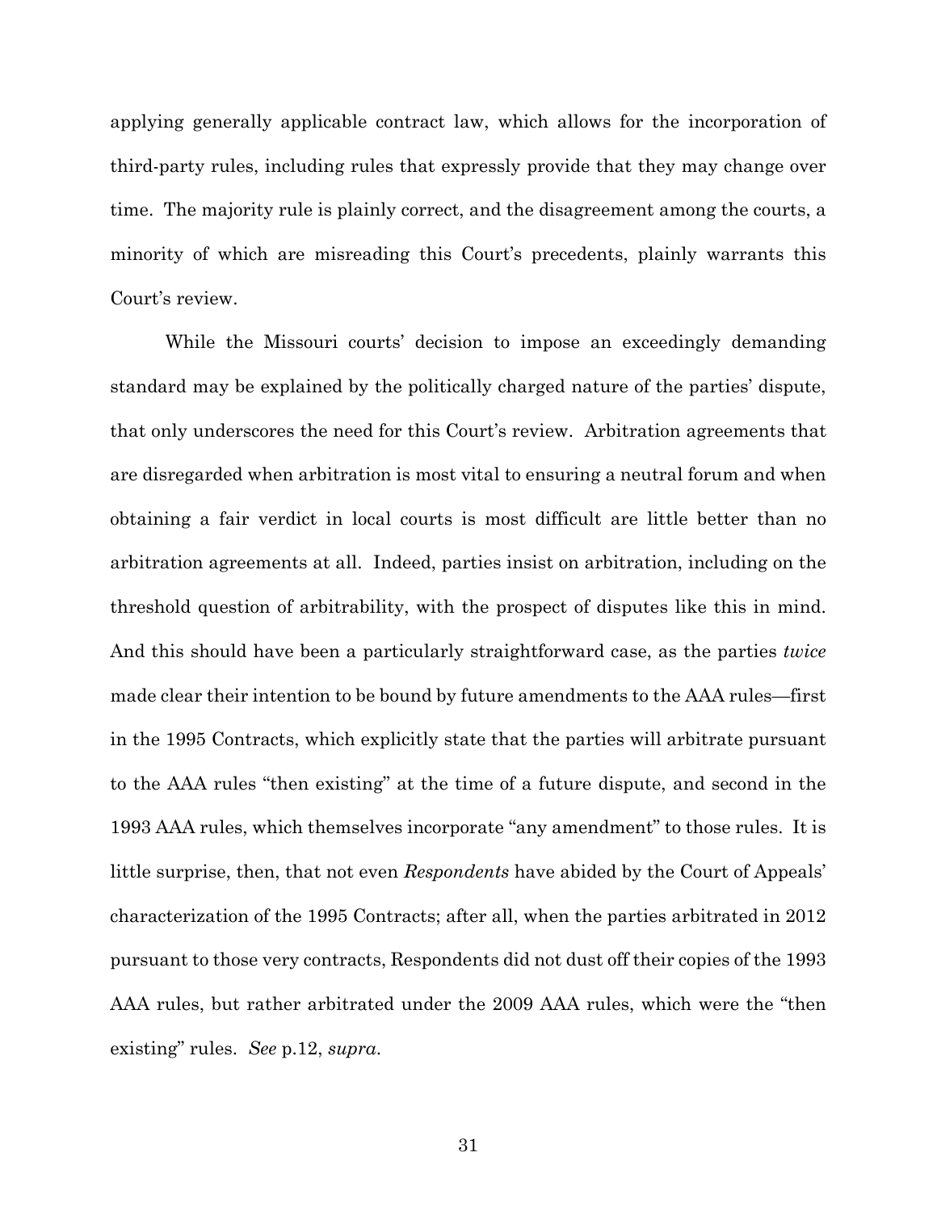applying generally applicable contract law, which allows for the incorporation of third-party rules, including rules that expressly provide that they may change over time. The majority rule is plainly correct, and the disagreement among the courts, a minority of which are misreading this Court's precedents, plainly warrants this Court's review.

While the Missouri courts' decision to impose an exceedingly demanding standard may be explained by the politically charged nature of the parties' dispute, that only underscores the need for this Court's review. Arbitration agreements that are disregarded when arbitration is most vital to ensuring a neutral forum and when obtaining a fair verdict in local courts is most difficult are little better than no arbitration agreements at all. Indeed, parties insist on arbitration, including on the threshold question of arbitrability, with the prospect of disputes like this in mind. And this should have been a particularly straightforward case, as the parties *twice* made clear their intention to be bound by future amendments to the AAA rules—first in the 1995 Contracts, which explicitly state that the parties will arbitrate pursuant to the AAA rules "then existing" at the time of a future dispute, and second in the 1993 AAA rules, which themselves incorporate "any amendment" to those rules. It is little surprise, then, that not even *Respondents* have abided by the Court of Appeals' characterization of the 1995 Contracts; after all, when the parties arbitrated in 2012 pursuant to those very contracts, Respondents did not dust off their copies of the 1993 AAA rules, but rather arbitrated under the 2009 AAA rules, which were the "then existing" rules. *See* p.12, *supra*.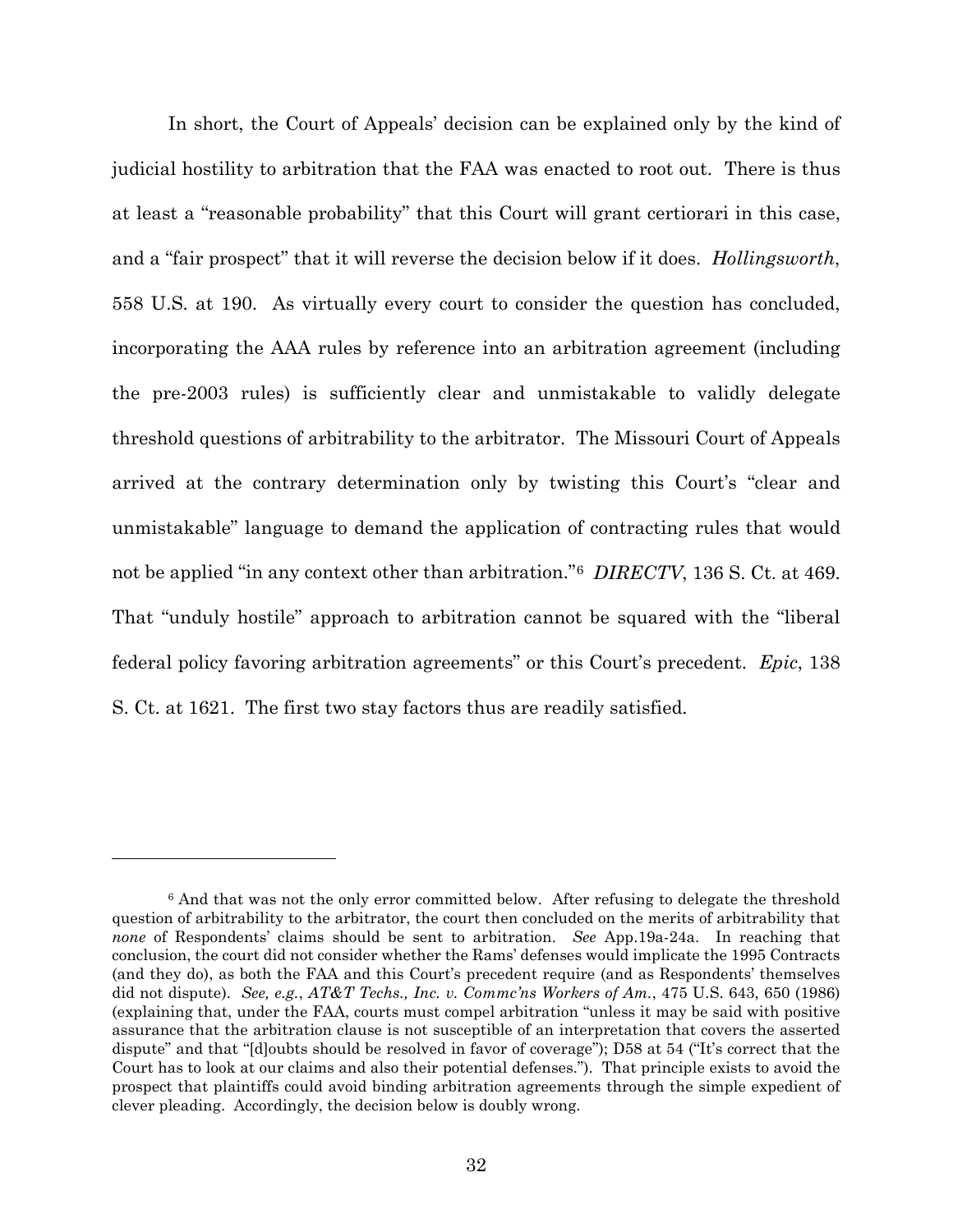In short, the Court of Appeals' decision can be explained only by the kind of judicial hostility to arbitration that the FAA was enacted to root out. There is thus at least a "reasonable probability" that this Court will grant certiorari in this case, and a "fair prospect" that it will reverse the decision below if it does. *Hollingsworth*, 558 U.S. at 190. As virtually every court to consider the question has concluded, incorporating the AAA rules by reference into an arbitration agreement (including the pre-2003 rules) is sufficiently clear and unmistakable to validly delegate threshold questions of arbitrability to the arbitrator. The Missouri Court of Appeals arrived at the contrary determination only by twisting this Court's "clear and unmistakable" language to demand the application of contracting rules that would not be applied "in any context other than arbitration."[6] *DIRECTV*, 136 S. Ct. at 469. That "unduly hostile" approach to arbitration cannot be squared with the "liberal federal policy favoring arbitration agreements" or this Court's precedent. *Epic*, 138 S. Ct. at 1621. The first two stay factors thus are readily satisfied.

---

[6] And that was not the only error committed below. After refusing to delegate the threshold question of arbitrability to the arbitrator, the court then concluded on the merits of arbitrability that *none* of Respondents' claims should be sent to arbitration. *See* App.19a-24a. In reaching that conclusion, the court did not consider whether the Rams' defenses would implicate the 1995 Contracts (and they do), as both the FAA and this Court's precedent require (and as Respondents' themselves did not dispute). *See, e.g.*, *AT&T Techs., Inc. v. Commc'ns Workers of Am.*, 475 U.S. 643, 650 (1986) (explaining that, under the FAA, courts must compel arbitration "unless it may be said with positive assurance that the arbitration clause is not susceptible of an interpretation that covers the asserted dispute" and that "[d]oubts should be resolved in favor of coverage"); D58 at 54 ("It's correct that the Court has to look at our claims and also their potential defenses."). That principle exists to avoid the prospect that plaintiffs could avoid binding arbitration agreements through the simple expedient of clever pleading. Accordingly, the decision below is doubly wrong.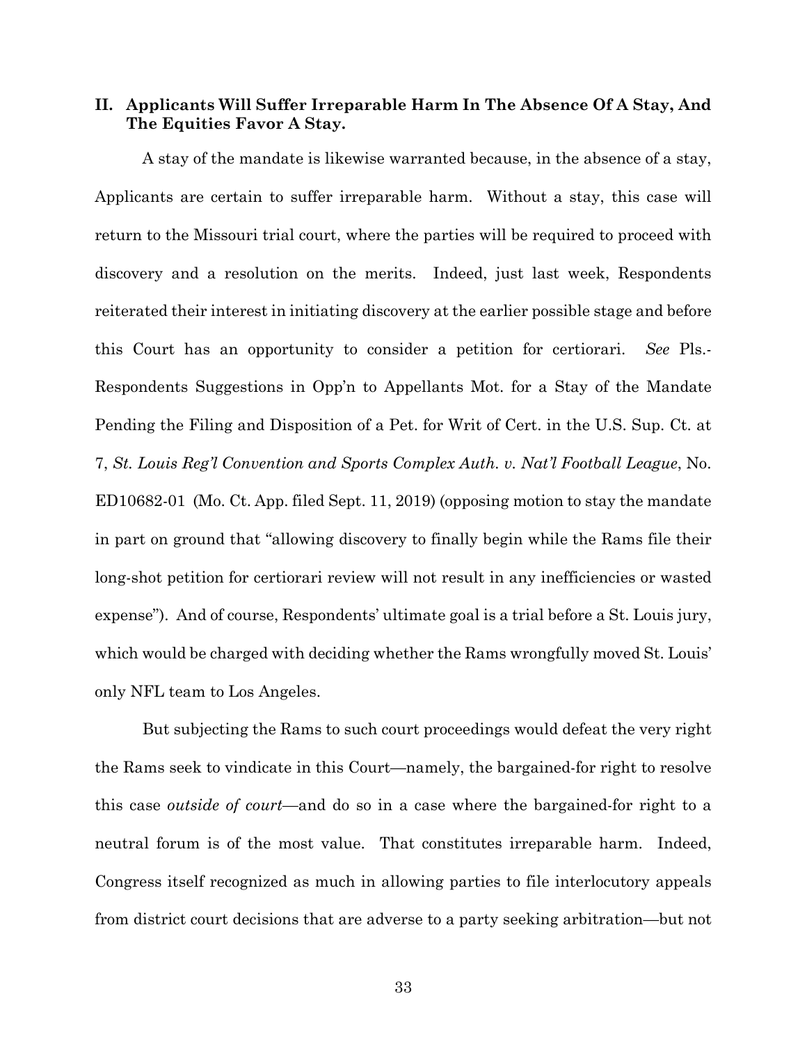## II. Applicants Will Suffer Irreparable Harm In The Absence Of A Stay, And The Equities Favor A Stay.

A stay of the mandate is likewise warranted because, in the absence of a stay, Applicants are certain to suffer irreparable harm. Without a stay, this case will return to the Missouri trial court, where the parties will be required to proceed with discovery and a resolution on the merits. Indeed, just last week, Respondents reiterated their interest in initiating discovery at the earlier possible stage and before this Court has an opportunity to consider a petition for certiorari. *See* Pls.-Respondents Suggestions in Opp'n to Appellants Mot. for a Stay of the Mandate Pending the Filing and Disposition of a Pet. for Writ of Cert. in the U.S. Sup. Ct. at 7, *St. Louis Reg'l Convention and Sports Complex Auth. v. Nat'l Football League*, No. ED10682-01 (Mo. Ct. App. filed Sept. 11, 2019) (opposing motion to stay the mandate in part on ground that "allowing discovery to finally begin while the Rams file their long-shot petition for certiorari review will not result in any inefficiencies or wasted expense"). And of course, Respondents' ultimate goal is a trial before a St. Louis jury, which would be charged with deciding whether the Rams wrongfully moved St. Louis' only NFL team to Los Angeles.

But subjecting the Rams to such court proceedings would defeat the very right the Rams seek to vindicate in this Court—namely, the bargained-for right to resolve this case *outside of court*—and do so in a case where the bargained-for right to a neutral forum is of the most value. That constitutes irreparable harm. Indeed, Congress itself recognized as much in allowing parties to file interlocutory appeals from district court decisions that are adverse to a party seeking arbitration—but not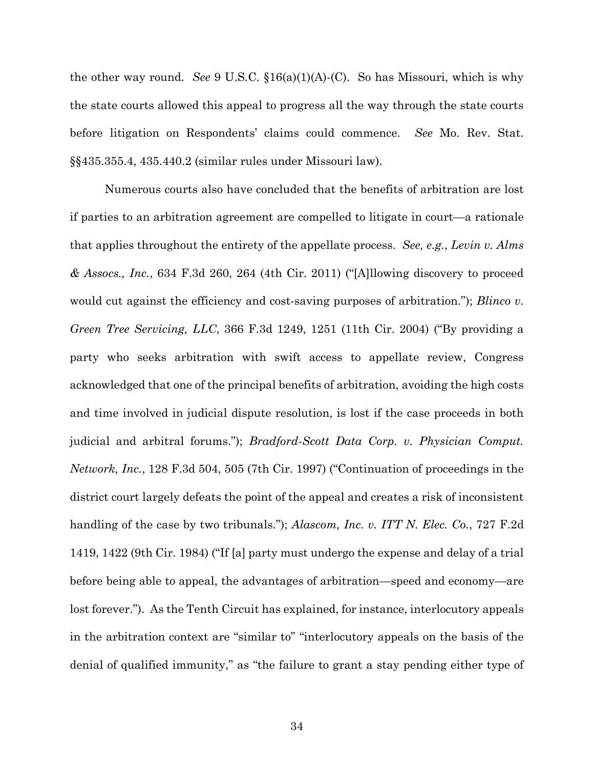the other way round. *See* 9 U.S.C. §16(a)(1)(A)-(C). So has Missouri, which is why the state courts allowed this appeal to progress all the way through the state courts before litigation on Respondents' claims could commence. *See* Mo. Rev. Stat. §§435.355.4, 435.440.2 (similar rules under Missouri law).

Numerous courts also have concluded that the benefits of arbitration are lost if parties to an arbitration agreement are compelled to litigate in court—a rationale that applies throughout the entirety of the appellate process. *See, e.g.*, *Levin v. Alms & Assocs., Inc.*, 634 F.3d 260, 264 (4th Cir. 2011) ("[A]llowing discovery to proceed would cut against the efficiency and cost-saving purposes of arbitration."); *Blinco v. Green Tree Servicing, LLC*, 366 F.3d 1249, 1251 (11th Cir. 2004) ("By providing a party who seeks arbitration with swift access to appellate review, Congress acknowledged that one of the principal benefits of arbitration, avoiding the high costs and time involved in judicial dispute resolution, is lost if the case proceeds in both judicial and arbitral forums."); *Bradford-Scott Data Corp. v. Physician Comput. Network, Inc.*, 128 F.3d 504, 505 (7th Cir. 1997) ("Continuation of proceedings in the district court largely defeats the point of the appeal and creates a risk of inconsistent handling of the case by two tribunals."); *Alascom, Inc. v. ITT N. Elec. Co.*, 727 F.2d 1419, 1422 (9th Cir. 1984) ("If [a] party must undergo the expense and delay of a trial before being able to appeal, the advantages of arbitration—speed and economy—are lost forever."). As the Tenth Circuit has explained, for instance, interlocutory appeals in the arbitration context are "similar to" "interlocutory appeals on the basis of the denial of qualified immunity," as "the failure to grant a stay pending either type of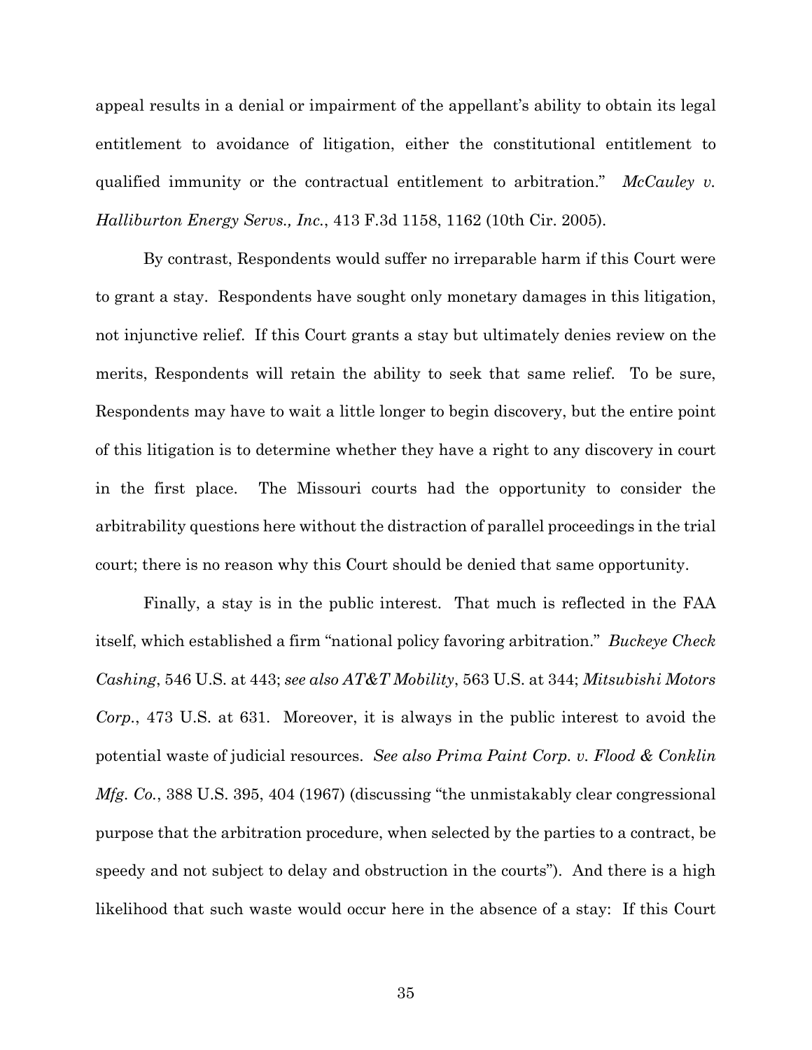appeal results in a denial or impairment of the appellant's ability to obtain its legal entitlement to avoidance of litigation, either the constitutional entitlement to qualified immunity or the contractual entitlement to arbitration." *McCauley v. Halliburton Energy Servs., Inc.*, 413 F.3d 1158, 1162 (10th Cir. 2005).

By contrast, Respondents would suffer no irreparable harm if this Court were to grant a stay. Respondents have sought only monetary damages in this litigation, not injunctive relief. If this Court grants a stay but ultimately denies review on the merits, Respondents will retain the ability to seek that same relief. To be sure, Respondents may have to wait a little longer to begin discovery, but the entire point of this litigation is to determine whether they have a right to any discovery in court in the first place. The Missouri courts had the opportunity to consider the arbitrability questions here without the distraction of parallel proceedings in the trial court; there is no reason why this Court should be denied that same opportunity.

Finally, a stay is in the public interest. That much is reflected in the FAA itself, which established a firm "national policy favoring arbitration." *Buckeye Check Cashing*, 546 U.S. at 443; *see also AT&T Mobility*, 563 U.S. at 344; *Mitsubishi Motors Corp.*, 473 U.S. at 631. Moreover, it is always in the public interest to avoid the potential waste of judicial resources. *See also Prima Paint Corp. v. Flood & Conklin Mfg. Co.*, 388 U.S. 395, 404 (1967) (discussing "the unmistakably clear congressional purpose that the arbitration procedure, when selected by the parties to a contract, be speedy and not subject to delay and obstruction in the courts"). And there is a high likelihood that such waste would occur here in the absence of a stay: If this Court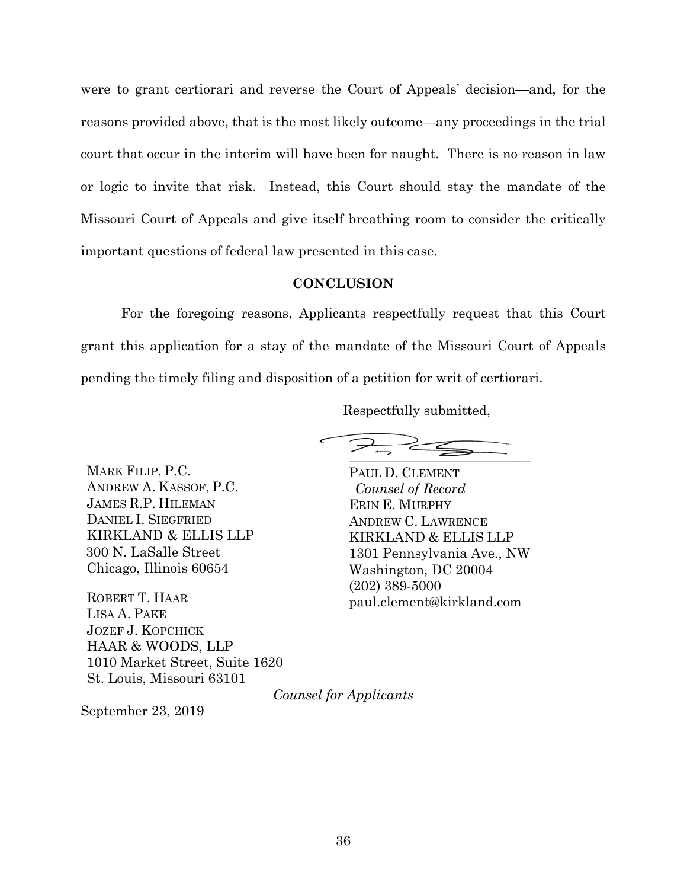were to grant certiorari and reverse the Court of Appeals' decision—and, for the reasons provided above, that is the most likely outcome—any proceedings in the trial court that occur in the interim will have been for naught. There is no reason in law or logic to invite that risk. Instead, this Court should stay the mandate of the Missouri Court of Appeals and give itself breathing room to consider the critically important questions of federal law presented in this case.

## CONCLUSION

For the foregoing reasons, Applicants respectfully request that this Court grant this application for a stay of the mandate of the Missouri Court of Appeals pending the timely filing and disposition of a petition for writ of certiorari.

Respectfully submitted,

PAUL D. CLEMENT
*Counsel of Record*
ERIN E. MURPHY
ANDREW C. LAWRENCE
KIRKLAND & ELLIS LLP
1301 Pennsylvania Ave., NW
Washington, DC 20004
(202) 389-5000
paul.clement@kirkland.com

MARK FILIP, P.C.
ANDREW A. KASSOF, P.C.
JAMES R.P. HILEMAN
DANIEL I. SIEGFRIED
KIRKLAND & ELLIS LLP
300 N. LaSalle Street
Chicago, Illinois 60654

ROBERT T. HAAR
LISA A. PAKE
JOZEF J. KOPCHICK
HAAR & WOODS, LLP
1010 Market Street, Suite 1620
St. Louis, Missouri 63101

*Counsel for Applicants*

September 23, 2019